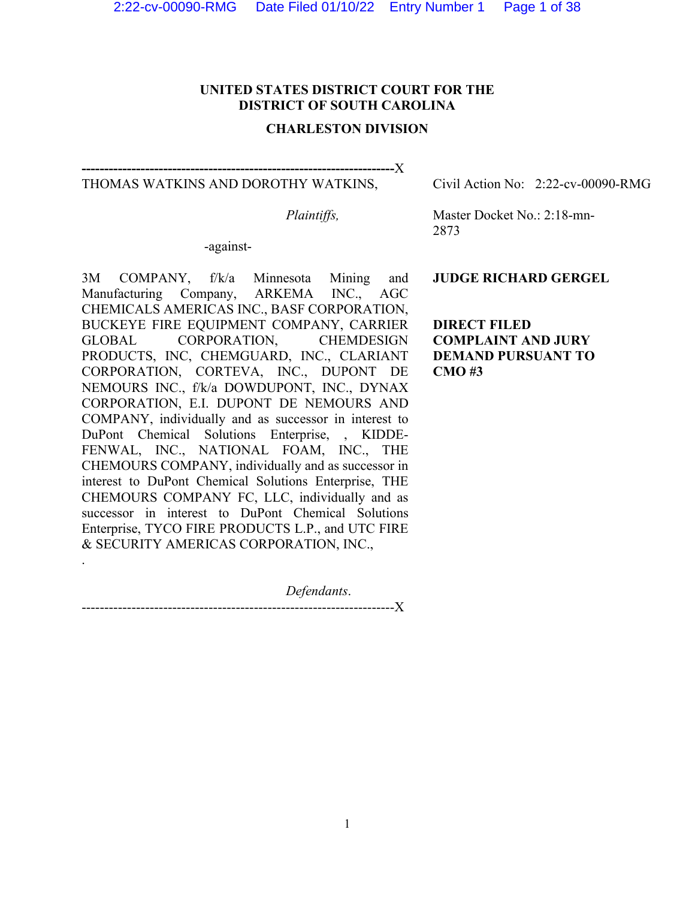**UNITED STATES DISTRICT COURT FOR THE DISTRICT OF SOUTH CAROLINA**

**CHARLESTON DIVISION**

--------------------------------------------------------------------X

THOMAS WATKINS AND DOROTHY WATKINS,

*Plaintiffs,*

-against-

3M COMPANY, f/k/a Minnesota Mining and Manufacturing Company, ARKEMA INC., AGC CHEMICALS AMERICAS INC., BASF CORPORATION, BUCKEYE FIRE EQUIPMENT COMPANY, CARRIER GLOBAL CORPORATION, CHEMDESIGN PRODUCTS, INC, CHEMGUARD, INC., CLARIANT CORPORATION, CORTEVA, INC., DUPONT DE NEMOURS INC., f/k/a DOWDUPONT, INC., DYNAX CORPORATION, E.I. DUPONT DE NEMOURS AND COMPANY, individually and as successor in interest to DuPont Chemical Solutions Enterprise, , KIDDE-FENWAL, INC., NATIONAL FOAM, INC., THE CHEMOURS COMPANY, individually and as successor in interest to DuPont Chemical Solutions Enterprise, THE CHEMOURS COMPANY FC, LLC, individually and as successor in interest to DuPont Chemical Solutions Enterprise, TYCO FIRE PRODUCTS L.P., and UTC FIRE & SECURITY AMERICAS CORPORATION, INC.,

.

*Defendants.*

--------------------------------------------------------------------X

Civil Action No: 2:22-cv-00090-RMG

Master Docket No.: 2:18-mn-2873

**JUDGE RICHARD GERGEL**

**DIRECT FILED COMPLAINT AND JURY DEMAND PURSUANT TO CMO #3**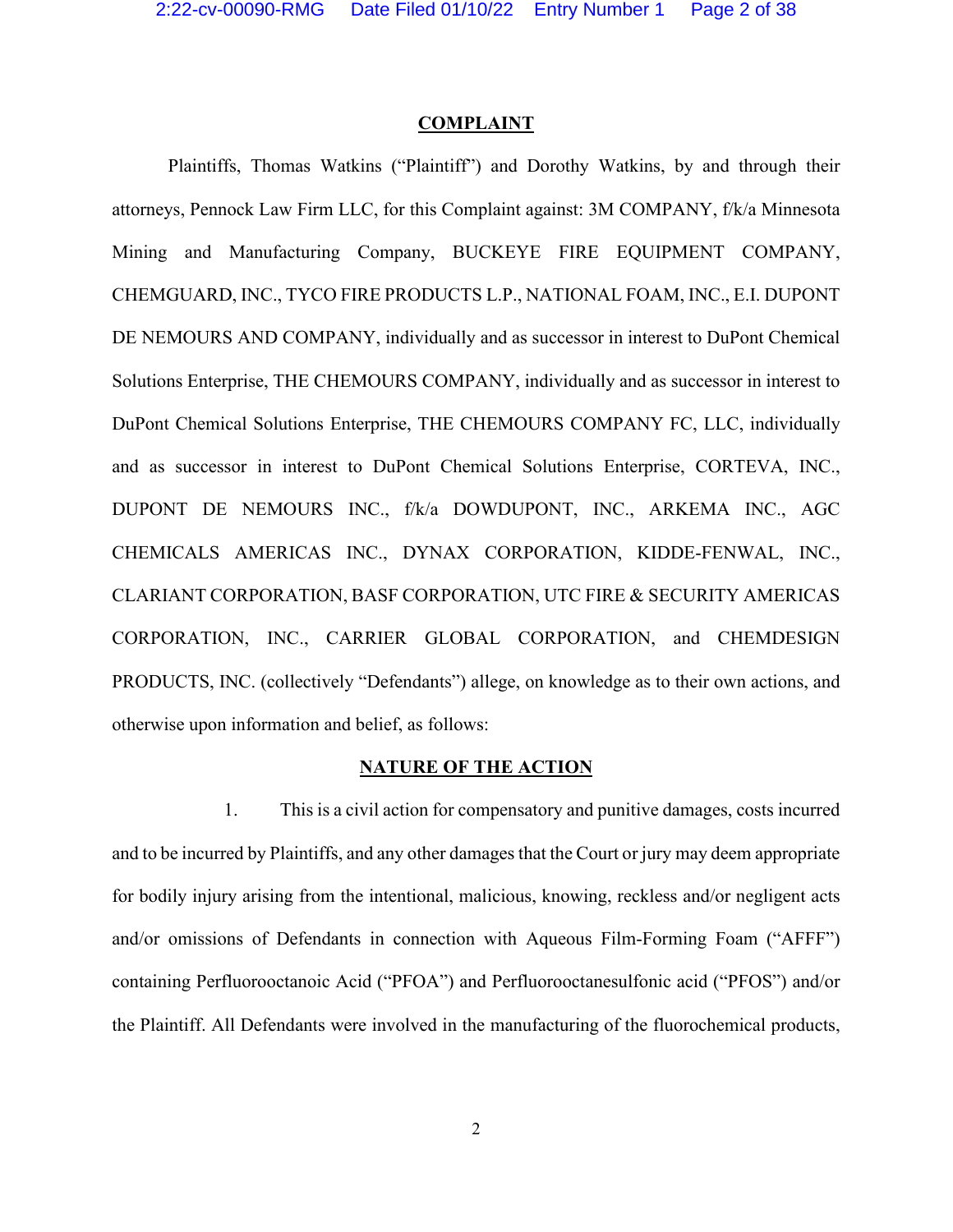## COMPLAINT

Plaintiffs, Thomas Watkins ("Plaintiff") and Dorothy Watkins, by and through their attorneys, Pennock Law Firm LLC, for this Complaint against: 3M COMPANY, f/k/a Minnesota Mining and Manufacturing Company, BUCKEYE FIRE EQUIPMENT COMPANY, CHEMGUARD, INC., TYCO FIRE PRODUCTS L.P., NATIONAL FOAM, INC., E.I. DUPONT DE NEMOURS AND COMPANY, individually and as successor in interest to DuPont Chemical Solutions Enterprise, THE CHEMOURS COMPANY, individually and as successor in interest to DuPont Chemical Solutions Enterprise, THE CHEMOURS COMPANY FC, LLC, individually and as successor in interest to DuPont Chemical Solutions Enterprise, CORTEVA, INC., DUPONT DE NEMOURS INC., f/k/a DOWDUPONT, INC., ARKEMA INC., AGC CHEMICALS AMERICAS INC., DYNAX CORPORATION, KIDDE-FENWAL, INC., CLARIANT CORPORATION, BASF CORPORATION, UTC FIRE & SECURITY AMERICAS CORPORATION, INC., CARRIER GLOBAL CORPORATION, and CHEMDESIGN PRODUCTS, INC. (collectively "Defendants") allege, on knowledge as to their own actions, and otherwise upon information and belief, as follows:

## NATURE OF THE ACTION

1. This is a civil action for compensatory and punitive damages, costs incurred and to be incurred by Plaintiffs, and any other damages that the Court or jury may deem appropriate for bodily injury arising from the intentional, malicious, knowing, reckless and/or negligent acts and/or omissions of Defendants in connection with Aqueous Film-Forming Foam ("AFFF") containing Perfluorooctanoic Acid ("PFOA") and Perfluorooctanesulfonic acid ("PFOS") and/or the Plaintiff. All Defendants were involved in the manufacturing of the fluorochemical products,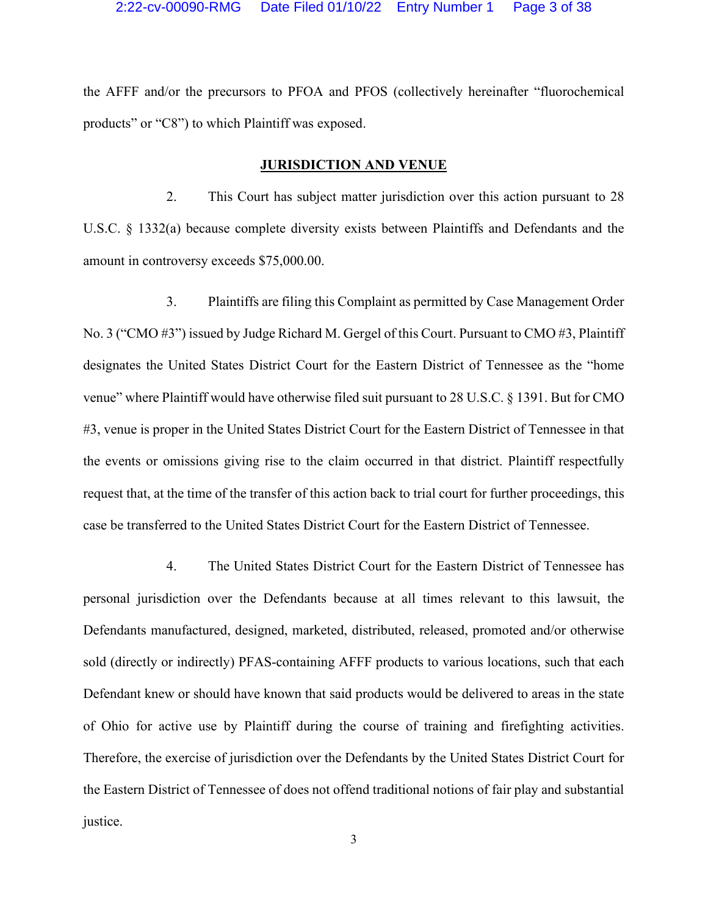the AFFF and/or the precursors to PFOA and PFOS (collectively hereinafter "fluorochemical products" or "C8") to which Plaintiff was exposed.

## JURISDICTION AND VENUE

2. This Court has subject matter jurisdiction over this action pursuant to 28 U.S.C. § 1332(a) because complete diversity exists between Plaintiffs and Defendants and the amount in controversy exceeds $75,000.00.

3. Plaintiffs are filing this Complaint as permitted by Case Management Order No. 3 ("CMO #3") issued by Judge Richard M. Gergel of this Court. Pursuant to CMO #3, Plaintiff designates the United States District Court for the Eastern District of Tennessee as the "home venue" where Plaintiff would have otherwise filed suit pursuant to 28 U.S.C. § 1391. But for CMO #3, venue is proper in the United States District Court for the Eastern District of Tennessee in that the events or omissions giving rise to the claim occurred in that district. Plaintiff respectfully request that, at the time of the transfer of this action back to trial court for further proceedings, this case be transferred to the United States District Court for the Eastern District of Tennessee.

4. The United States District Court for the Eastern District of Tennessee has personal jurisdiction over the Defendants because at all times relevant to this lawsuit, the Defendants manufactured, designed, marketed, distributed, released, promoted and/or otherwise sold (directly or indirectly) PFAS-containing AFFF products to various locations, such that each Defendant knew or should have known that said products would be delivered to areas in the state of Ohio for active use by Plaintiff during the course of training and firefighting activities. Therefore, the exercise of jurisdiction over the Defendants by the United States District Court for the Eastern District of Tennessee of does not offend traditional notions of fair play and substantial justice.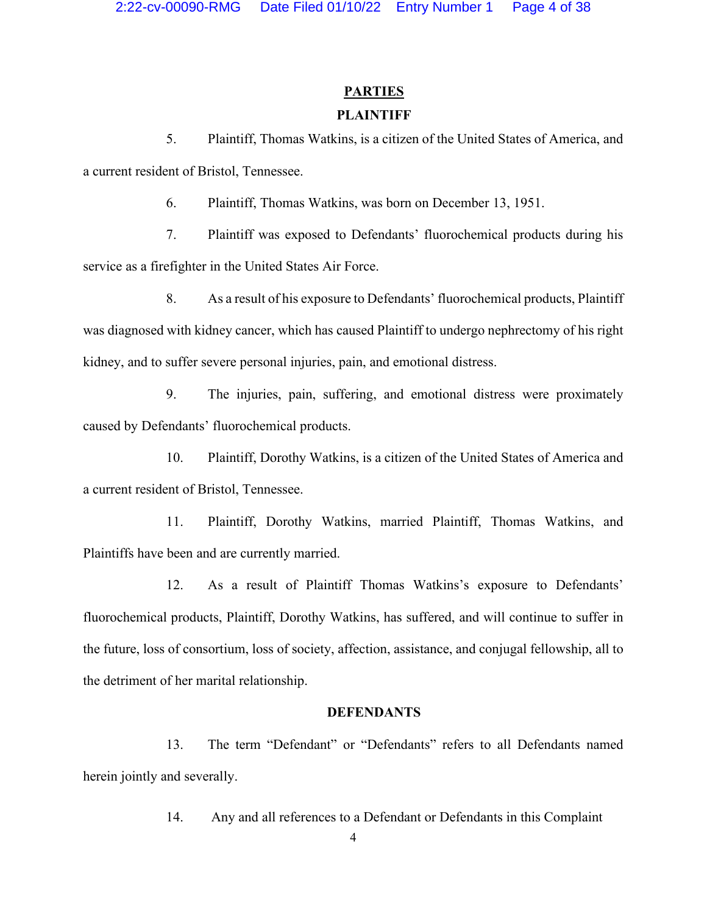## PARTIES

### PLAINTIFF

5. Plaintiff, Thomas Watkins, is a citizen of the United States of America, and a current resident of Bristol, Tennessee.

6. Plaintiff, Thomas Watkins, was born on December 13, 1951.

7. Plaintiff was exposed to Defendants' fluorochemical products during his service as a firefighter in the United States Air Force.

8. As a result of his exposure to Defendants' fluorochemical products, Plaintiff was diagnosed with kidney cancer, which has caused Plaintiff to undergo nephrectomy of his right kidney, and to suffer severe personal injuries, pain, and emotional distress.

9. The injuries, pain, suffering, and emotional distress were proximately caused by Defendants' fluorochemical products.

10. Plaintiff, Dorothy Watkins, is a citizen of the United States of America and a current resident of Bristol, Tennessee.

11. Plaintiff, Dorothy Watkins, married Plaintiff, Thomas Watkins, and Plaintiffs have been and are currently married.

12. As a result of Plaintiff Thomas Watkins's exposure to Defendants' fluorochemical products, Plaintiff, Dorothy Watkins, has suffered, and will continue to suffer in the future, loss of consortium, loss of society, affection, assistance, and conjugal fellowship, all to the detriment of her marital relationship.

### DEFENDANTS

13. The term "Defendant" or "Defendants" refers to all Defendants named herein jointly and severally.

14. Any and all references to a Defendant or Defendants in this Complaint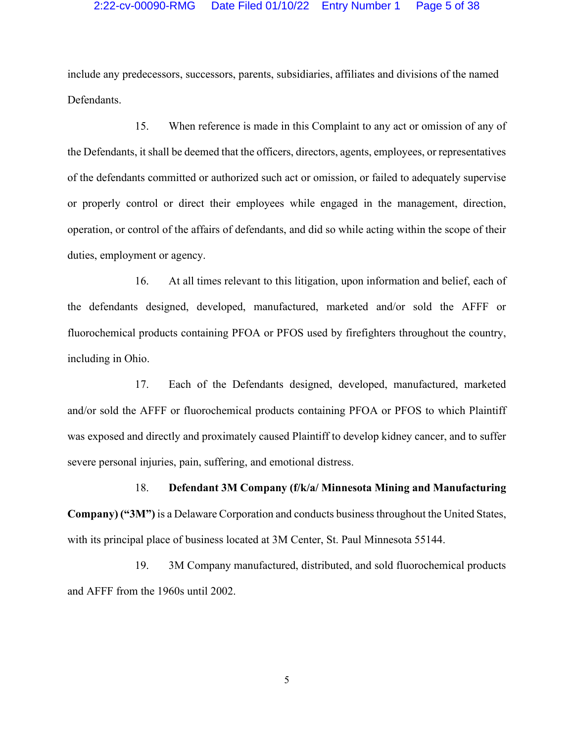include any predecessors, successors, parents, subsidiaries, affiliates and divisions of the named Defendants.

15. When reference is made in this Complaint to any act or omission of any of the Defendants, it shall be deemed that the officers, directors, agents, employees, or representatives of the defendants committed or authorized such act or omission, or failed to adequately supervise or properly control or direct their employees while engaged in the management, direction, operation, or control of the affairs of defendants, and did so while acting within the scope of their duties, employment or agency.

16. At all times relevant to this litigation, upon information and belief, each of the defendants designed, developed, manufactured, marketed and/or sold the AFFF or fluorochemical products containing PFOA or PFOS used by firefighters throughout the country, including in Ohio.

17. Each of the Defendants designed, developed, manufactured, marketed and/or sold the AFFF or fluorochemical products containing PFOA or PFOS to which Plaintiff was exposed and directly and proximately caused Plaintiff to develop kidney cancer, and to suffer severe personal injuries, pain, suffering, and emotional distress.

18. **Defendant 3M Company (f/k/a/ Minnesota Mining and Manufacturing Company) ("3M")** is a Delaware Corporation and conducts business throughout the United States, with its principal place of business located at 3M Center, St. Paul Minnesota 55144.

19. 3M Company manufactured, distributed, and sold fluorochemical products and AFFF from the 1960s until 2002.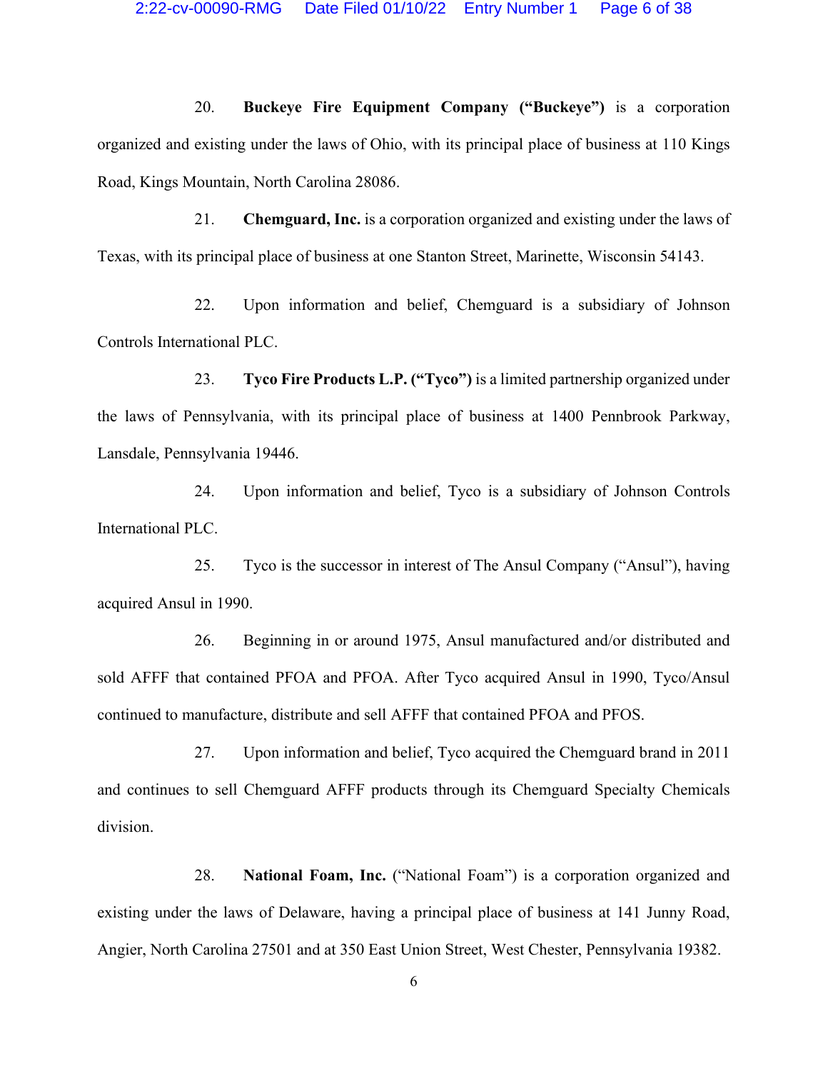20. **Buckeye Fire Equipment Company ("Buckeye")** is a corporation organized and existing under the laws of Ohio, with its principal place of business at 110 Kings Road, Kings Mountain, North Carolina 28086.

21. **Chemguard, Inc.** is a corporation organized and existing under the laws of Texas, with its principal place of business at one Stanton Street, Marinette, Wisconsin 54143.

22. Upon information and belief, Chemguard is a subsidiary of Johnson Controls International PLC.

23. **Tyco Fire Products L.P. ("Tyco")** is a limited partnership organized under the laws of Pennsylvania, with its principal place of business at 1400 Pennbrook Parkway, Lansdale, Pennsylvania 19446.

24. Upon information and belief, Tyco is a subsidiary of Johnson Controls International PLC.

25. Tyco is the successor in interest of The Ansul Company ("Ansul"), having acquired Ansul in 1990.

26. Beginning in or around 1975, Ansul manufactured and/or distributed and sold AFFF that contained PFOA and PFOA. After Tyco acquired Ansul in 1990, Tyco/Ansul continued to manufacture, distribute and sell AFFF that contained PFOA and PFOS.

27. Upon information and belief, Tyco acquired the Chemguard brand in 2011 and continues to sell Chemguard AFFF products through its Chemguard Specialty Chemicals division.

28. **National Foam, Inc.** ("National Foam") is a corporation organized and existing under the laws of Delaware, having a principal place of business at 141 Junny Road, Angier, North Carolina 27501 and at 350 East Union Street, West Chester, Pennsylvania 19382.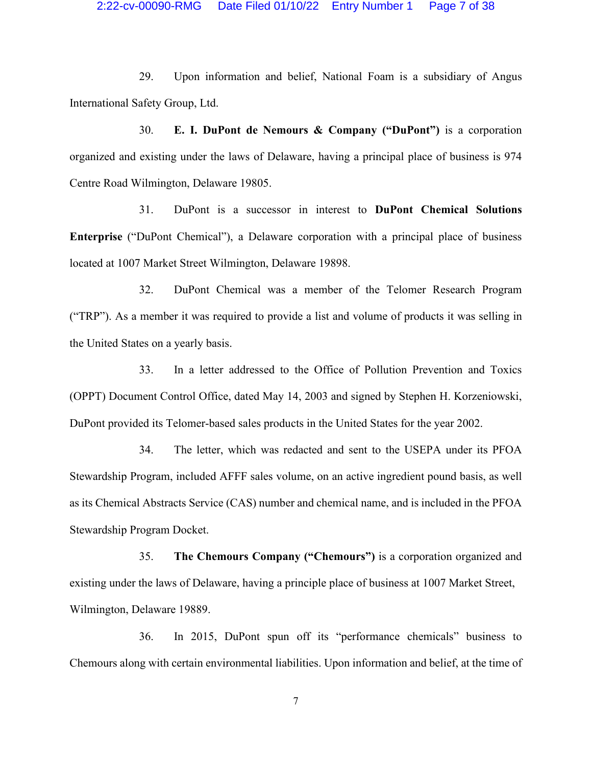29. Upon information and belief, National Foam is a subsidiary of Angus International Safety Group, Ltd.

30. **E. I. DuPont de Nemours & Company ("DuPont")** is a corporation organized and existing under the laws of Delaware, having a principal place of business is 974 Centre Road Wilmington, Delaware 19805.

31. DuPont is a successor in interest to **DuPont Chemical Solutions Enterprise** ("DuPont Chemical"), a Delaware corporation with a principal place of business located at 1007 Market Street Wilmington, Delaware 19898.

32. DuPont Chemical was a member of the Telomer Research Program ("TRP"). As a member it was required to provide a list and volume of products it was selling in the United States on a yearly basis.

33. In a letter addressed to the Office of Pollution Prevention and Toxics (OPPT) Document Control Office, dated May 14, 2003 and signed by Stephen H. Korzeniowski, DuPont provided its Telomer-based sales products in the United States for the year 2002.

34. The letter, which was redacted and sent to the USEPA under its PFOA Stewardship Program, included AFFF sales volume, on an active ingredient pound basis, as well as its Chemical Abstracts Service (CAS) number and chemical name, and is included in the PFOA Stewardship Program Docket.

35. **The Chemours Company ("Chemours")** is a corporation organized and existing under the laws of Delaware, having a principle place of business at 1007 Market Street, Wilmington, Delaware 19889.

36. In 2015, DuPont spun off its "performance chemicals" business to Chemours along with certain environmental liabilities. Upon information and belief, at the time of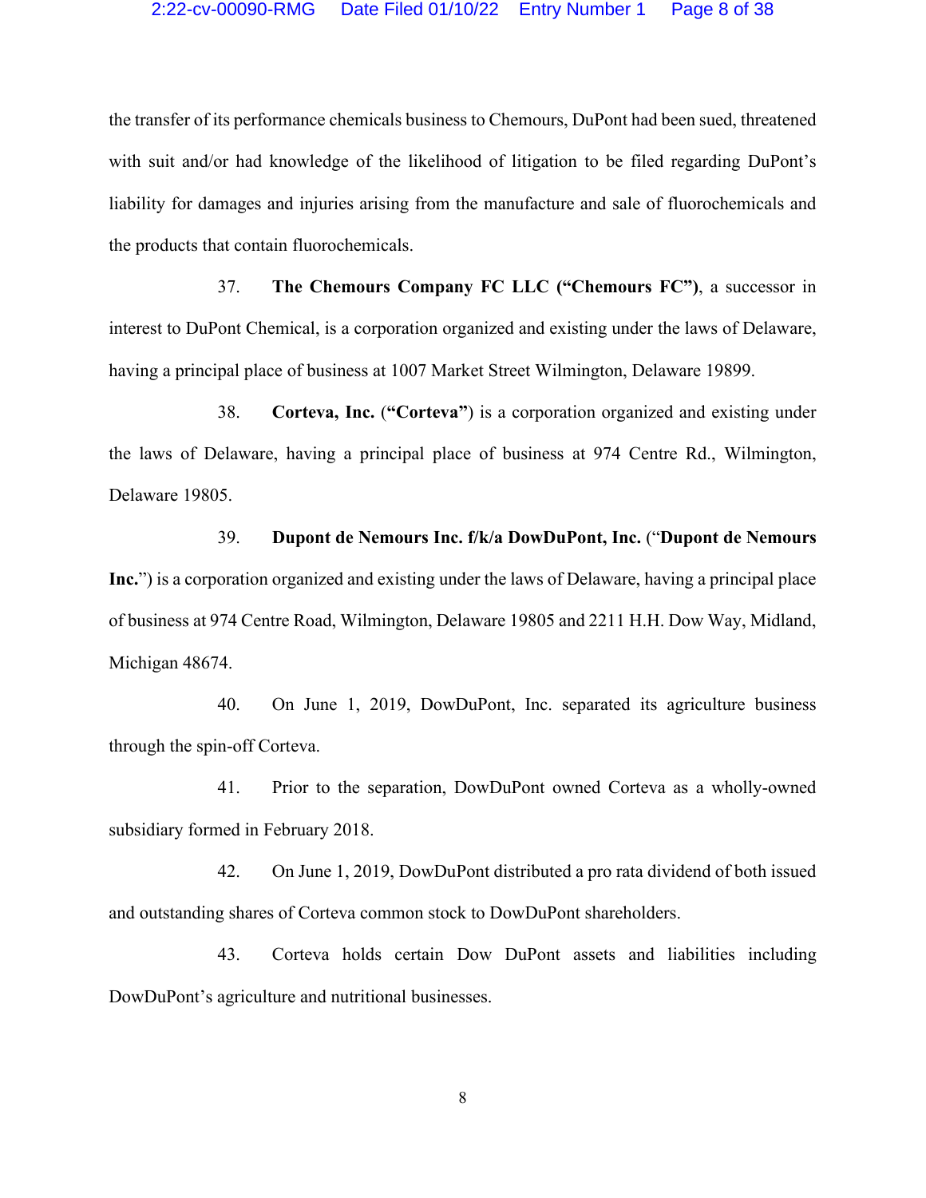the transfer of its performance chemicals business to Chemours, DuPont had been sued, threatened with suit and/or had knowledge of the likelihood of litigation to be filed regarding DuPont's liability for damages and injuries arising from the manufacture and sale of fluorochemicals and the products that contain fluorochemicals.

37. **The Chemours Company FC LLC ("Chemours FC")**, a successor in interest to DuPont Chemical, is a corporation organized and existing under the laws of Delaware, having a principal place of business at 1007 Market Street Wilmington, Delaware 19899.

38. **Corteva, Inc.** (**"Corteva"**) is a corporation organized and existing under the laws of Delaware, having a principal place of business at 974 Centre Rd., Wilmington, Delaware 19805.

39. **Dupont de Nemours Inc. f/k/a DowDuPont, Inc.** ("**Dupont de Nemours Inc.**") is a corporation organized and existing under the laws of Delaware, having a principal place of business at 974 Centre Road, Wilmington, Delaware 19805 and 2211 H.H. Dow Way, Midland, Michigan 48674.

40. On June 1, 2019, DowDuPont, Inc. separated its agriculture business through the spin-off Corteva.

41. Prior to the separation, DowDuPont owned Corteva as a wholly-owned subsidiary formed in February 2018.

42. On June 1, 2019, DowDuPont distributed a pro rata dividend of both issued and outstanding shares of Corteva common stock to DowDuPont shareholders.

43. Corteva holds certain Dow DuPont assets and liabilities including DowDuPont's agriculture and nutritional businesses.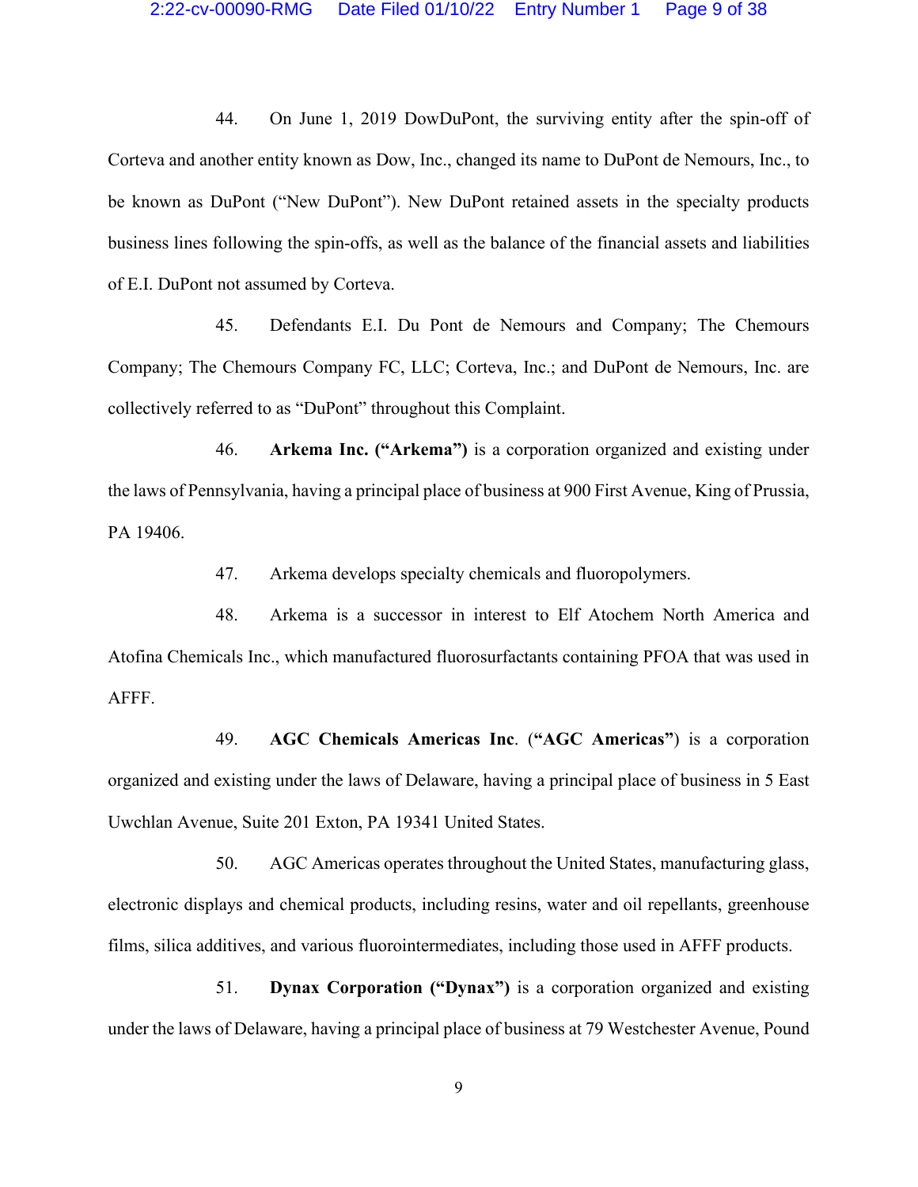44. On June 1, 2019 DowDuPont, the surviving entity after the spin-off of Corteva and another entity known as Dow, Inc., changed its name to DuPont de Nemours, Inc., to be known as DuPont ("New DuPont"). New DuPont retained assets in the specialty products business lines following the spin-offs, as well as the balance of the financial assets and liabilities of E.I. DuPont not assumed by Corteva.

45. Defendants E.I. Du Pont de Nemours and Company; The Chemours Company; The Chemours Company FC, LLC; Corteva, Inc.; and DuPont de Nemours, Inc. are collectively referred to as "DuPont" throughout this Complaint.

46. **Arkema Inc. ("Arkema")** is a corporation organized and existing under the laws of Pennsylvania, having a principal place of business at 900 First Avenue, King of Prussia, PA 19406.

47. Arkema develops specialty chemicals and fluoropolymers.

48. Arkema is a successor in interest to Elf Atochem North America and Atofina Chemicals Inc., which manufactured fluorosurfactants containing PFOA that was used in AFFF.

49. **AGC Chemicals Americas Inc**. (**"AGC Americas"**) is a corporation organized and existing under the laws of Delaware, having a principal place of business in 5 East Uwchlan Avenue, Suite 201 Exton, PA 19341 United States.

50. AGC Americas operates throughout the United States, manufacturing glass, electronic displays and chemical products, including resins, water and oil repellants, greenhouse films, silica additives, and various fluorointermediates, including those used in AFFF products.

51. **Dynax Corporation ("Dynax")** is a corporation organized and existing under the laws of Delaware, having a principal place of business at 79 Westchester Avenue, Pound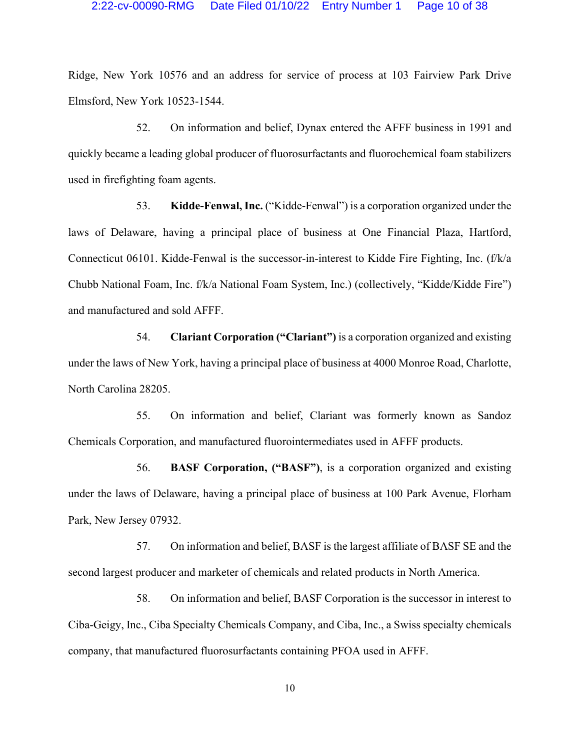Ridge, New York 10576 and an address for service of process at 103 Fairview Park Drive Elmsford, New York 10523-1544.

52. On information and belief, Dynax entered the AFFF business in 1991 and quickly became a leading global producer of fluorosurfactants and fluorochemical foam stabilizers used in firefighting foam agents.

53. **Kidde-Fenwal, Inc.** ("Kidde-Fenwal") is a corporation organized under the laws of Delaware, having a principal place of business at One Financial Plaza, Hartford, Connecticut 06101. Kidde-Fenwal is the successor-in-interest to Kidde Fire Fighting, Inc. (f/k/a Chubb National Foam, Inc. f/k/a National Foam System, Inc.) (collectively, "Kidde/Kidde Fire") and manufactured and sold AFFF.

54. **Clariant Corporation ("Clariant")** is a corporation organized and existing under the laws of New York, having a principal place of business at 4000 Monroe Road, Charlotte, North Carolina 28205.

55. On information and belief, Clariant was formerly known as Sandoz Chemicals Corporation, and manufactured fluorointermediates used in AFFF products.

56. **BASF Corporation, ("BASF")**, is a corporation organized and existing under the laws of Delaware, having a principal place of business at 100 Park Avenue, Florham Park, New Jersey 07932.

57. On information and belief, BASF is the largest affiliate of BASF SE and the second largest producer and marketer of chemicals and related products in North America.

58. On information and belief, BASF Corporation is the successor in interest to Ciba-Geigy, Inc., Ciba Specialty Chemicals Company, and Ciba, Inc., a Swiss specialty chemicals company, that manufactured fluorosurfactants containing PFOA used in AFFF.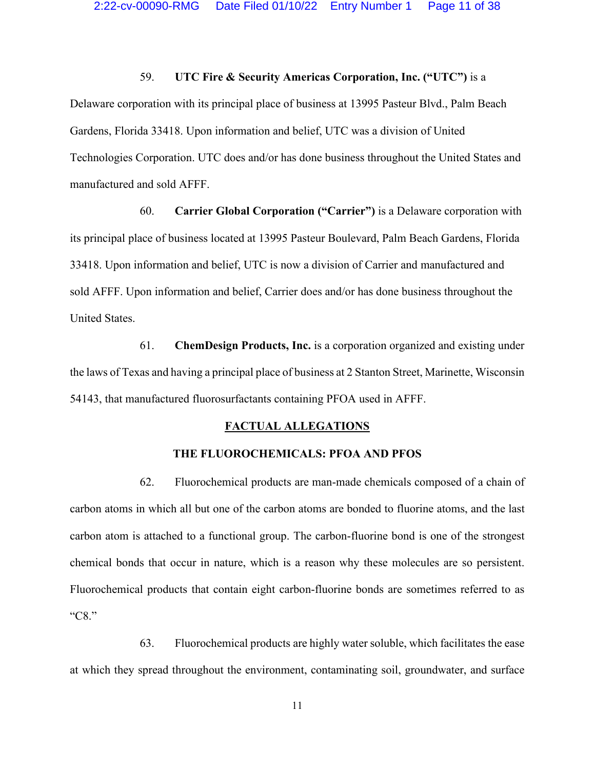59. **UTC Fire & Security Americas Corporation, Inc. ("UTC")** is a Delaware corporation with its principal place of business at 13995 Pasteur Blvd., Palm Beach Gardens, Florida 33418. Upon information and belief, UTC was a division of United Technologies Corporation. UTC does and/or has done business throughout the United States and manufactured and sold AFFF.

60. **Carrier Global Corporation ("Carrier")** is a Delaware corporation with its principal place of business located at 13995 Pasteur Boulevard, Palm Beach Gardens, Florida 33418. Upon information and belief, UTC is now a division of Carrier and manufactured and sold AFFF. Upon information and belief, Carrier does and/or has done business throughout the United States.

61. **ChemDesign Products, Inc.** is a corporation organized and existing under the laws of Texas and having a principal place of business at 2 Stanton Street, Marinette, Wisconsin 54143, that manufactured fluorosurfactants containing PFOA used in AFFF.

## <u>FACTUAL ALLEGATIONS</u>

### THE FLUOROCHEMICALS: PFOA AND PFOS

62. Fluorochemical products are man-made chemicals composed of a chain of carbon atoms in which all but one of the carbon atoms are bonded to fluorine atoms, and the last carbon atom is attached to a functional group. The carbon-fluorine bond is one of the strongest chemical bonds that occur in nature, which is a reason why these molecules are so persistent. Fluorochemical products that contain eight carbon-fluorine bonds are sometimes referred to as "C8."

63. Fluorochemical products are highly water soluble, which facilitates the ease at which they spread throughout the environment, contaminating soil, groundwater, and surface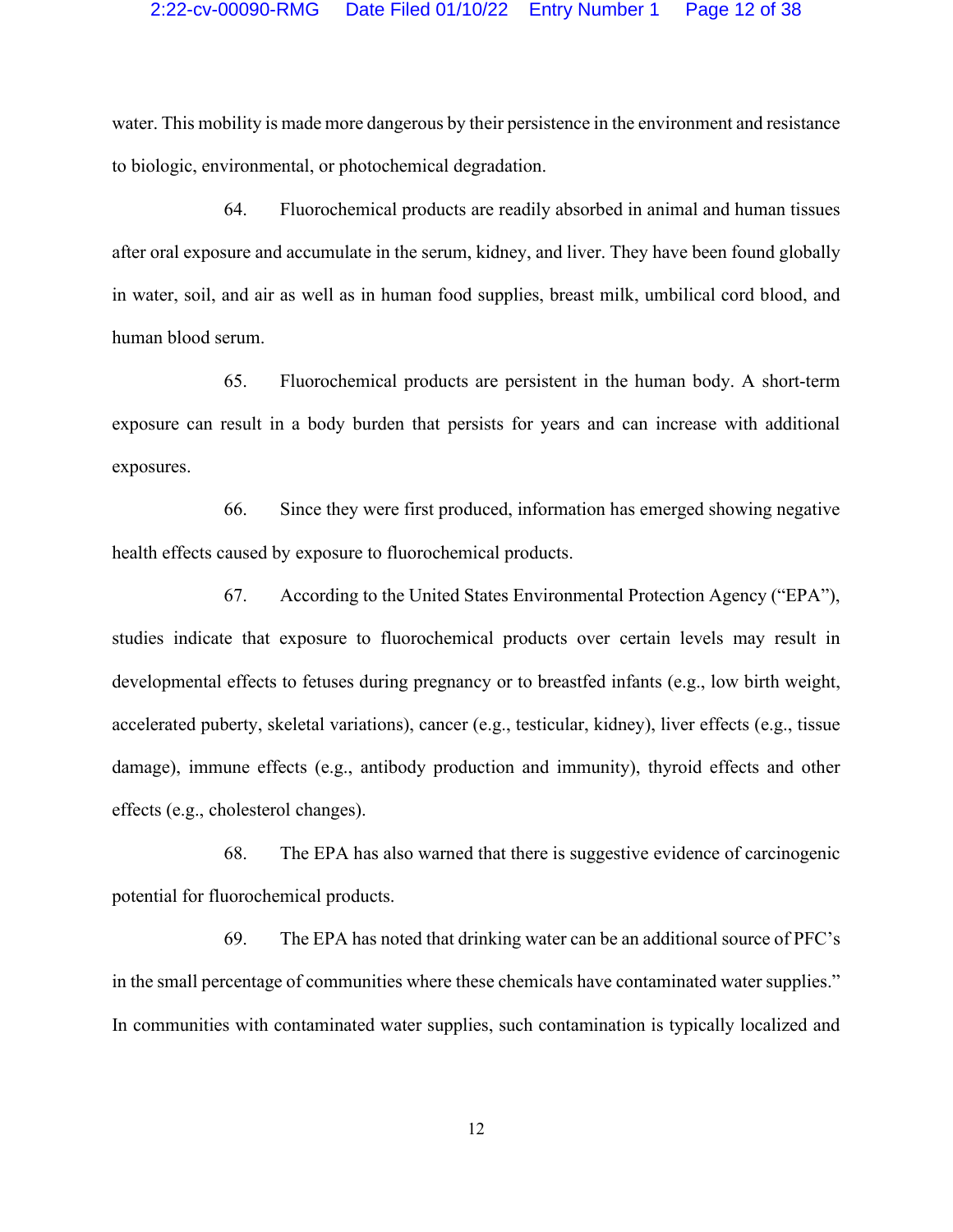water. This mobility is made more dangerous by their persistence in the environment and resistance to biologic, environmental, or photochemical degradation.

64. Fluorochemical products are readily absorbed in animal and human tissues after oral exposure and accumulate in the serum, kidney, and liver. They have been found globally in water, soil, and air as well as in human food supplies, breast milk, umbilical cord blood, and human blood serum.

65. Fluorochemical products are persistent in the human body. A short-term exposure can result in a body burden that persists for years and can increase with additional exposures.

66. Since they were first produced, information has emerged showing negative health effects caused by exposure to fluorochemical products.

67. According to the United States Environmental Protection Agency ("EPA"), studies indicate that exposure to fluorochemical products over certain levels may result in developmental effects to fetuses during pregnancy or to breastfed infants (e.g., low birth weight, accelerated puberty, skeletal variations), cancer (e.g., testicular, kidney), liver effects (e.g., tissue damage), immune effects (e.g., antibody production and immunity), thyroid effects and other effects (e.g., cholesterol changes).

68. The EPA has also warned that there is suggestive evidence of carcinogenic potential for fluorochemical products.

69. The EPA has noted that drinking water can be an additional source of PFC's in the small percentage of communities where these chemicals have contaminated water supplies." In communities with contaminated water supplies, such contamination is typically localized and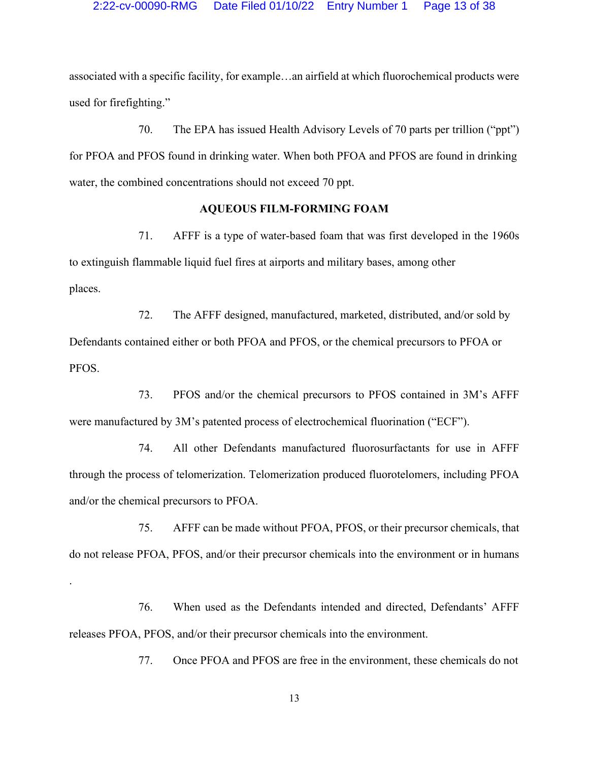associated with a specific facility, for example…an airfield at which fluorochemical products were used for firefighting."

70. The EPA has issued Health Advisory Levels of 70 parts per trillion ("ppt") for PFOA and PFOS found in drinking water. When both PFOA and PFOS are found in drinking water, the combined concentrations should not exceed 70 ppt.

**AQUEOUS FILM-FORMING FOAM**

71. AFFF is a type of water-based foam that was first developed in the 1960s to extinguish flammable liquid fuel fires at airports and military bases, among other places.

72. The AFFF designed, manufactured, marketed, distributed, and/or sold by Defendants contained either or both PFOA and PFOS, or the chemical precursors to PFOA or PFOS.

73. PFOS and/or the chemical precursors to PFOS contained in 3M's AFFF were manufactured by 3M's patented process of electrochemical fluorination ("ECF").

74. All other Defendants manufactured fluorosurfactants for use in AFFF through the process of telomerization. Telomerization produced fluorotelomers, including PFOA and/or the chemical precursors to PFOA.

75. AFFF can be made without PFOA, PFOS, or their precursor chemicals, that do not release PFOA, PFOS, and/or their precursor chemicals into the environment or in humans .

76. When used as the Defendants intended and directed, Defendants' AFFF releases PFOA, PFOS, and/or their precursor chemicals into the environment.

77. Once PFOA and PFOS are free in the environment, these chemicals do not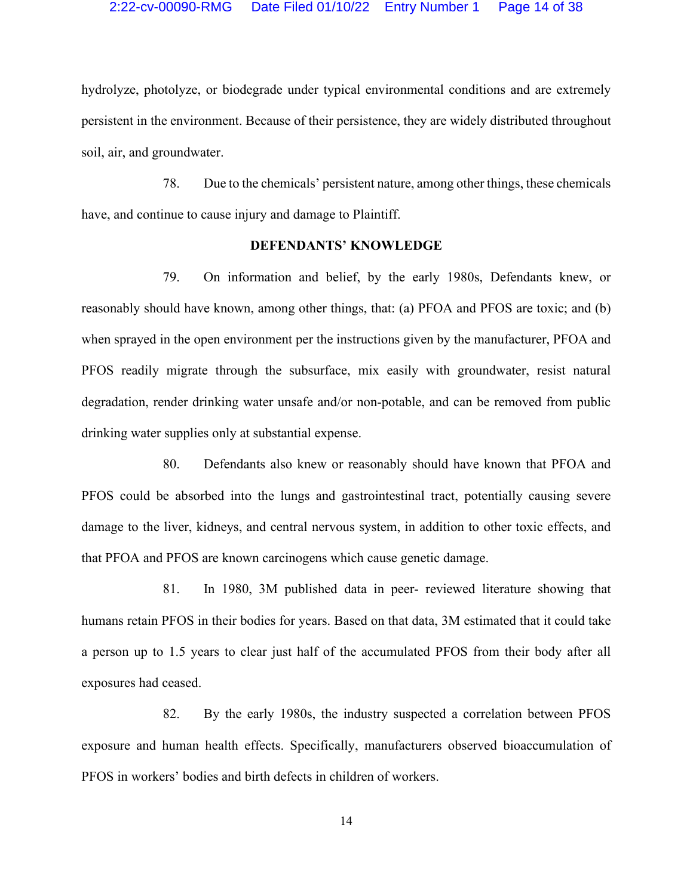hydrolyze, photolyze, or biodegrade under typical environmental conditions and are extremely persistent in the environment. Because of their persistence, they are widely distributed throughout soil, air, and groundwater.

78. Due to the chemicals' persistent nature, among other things, these chemicals have, and continue to cause injury and damage to Plaintiff.

**DEFENDANTS' KNOWLEDGE**

79. On information and belief, by the early 1980s, Defendants knew, or reasonably should have known, among other things, that: (a) PFOA and PFOS are toxic; and (b) when sprayed in the open environment per the instructions given by the manufacturer, PFOA and PFOS readily migrate through the subsurface, mix easily with groundwater, resist natural degradation, render drinking water unsafe and/or non-potable, and can be removed from public drinking water supplies only at substantial expense.

80. Defendants also knew or reasonably should have known that PFOA and PFOS could be absorbed into the lungs and gastrointestinal tract, potentially causing severe damage to the liver, kidneys, and central nervous system, in addition to other toxic effects, and that PFOA and PFOS are known carcinogens which cause genetic damage.

81. In 1980, 3M published data in peer- reviewed literature showing that humans retain PFOS in their bodies for years. Based on that data, 3M estimated that it could take a person up to 1.5 years to clear just half of the accumulated PFOS from their body after all exposures had ceased.

82. By the early 1980s, the industry suspected a correlation between PFOS exposure and human health effects. Specifically, manufacturers observed bioaccumulation of PFOS in workers' bodies and birth defects in children of workers.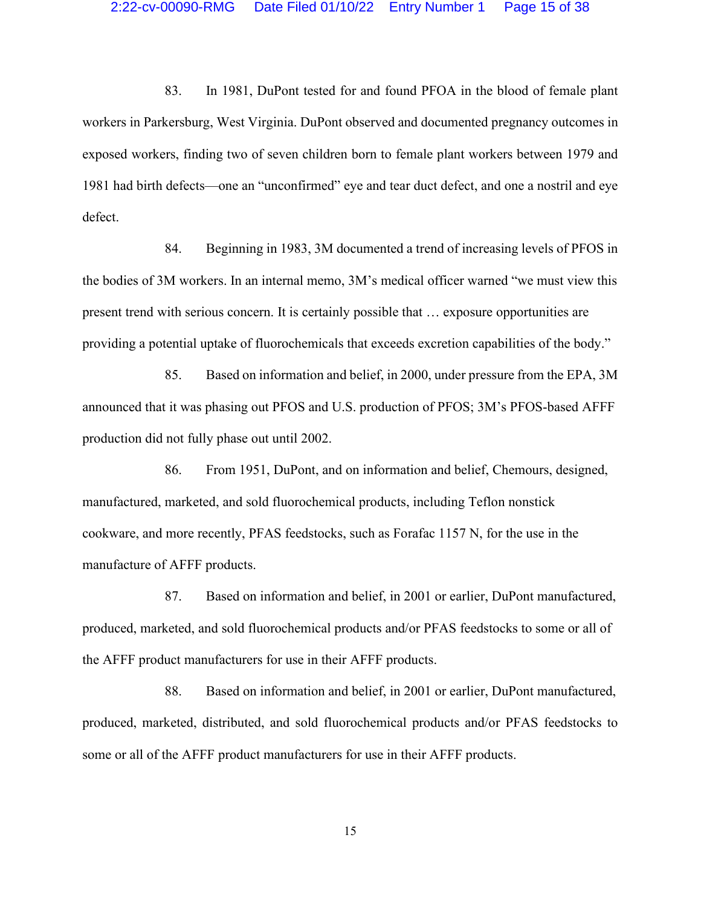83. In 1981, DuPont tested for and found PFOA in the blood of female plant workers in Parkersburg, West Virginia. DuPont observed and documented pregnancy outcomes in exposed workers, finding two of seven children born to female plant workers between 1979 and 1981 had birth defects—one an "unconfirmed" eye and tear duct defect, and one a nostril and eye defect.

84. Beginning in 1983, 3M documented a trend of increasing levels of PFOS in the bodies of 3M workers. In an internal memo, 3M's medical officer warned "we must view this present trend with serious concern. It is certainly possible that … exposure opportunities are providing a potential uptake of fluorochemicals that exceeds excretion capabilities of the body."

85. Based on information and belief, in 2000, under pressure from the EPA, 3M announced that it was phasing out PFOS and U.S. production of PFOS; 3M's PFOS-based AFFF production did not fully phase out until 2002.

86. From 1951, DuPont, and on information and belief, Chemours, designed, manufactured, marketed, and sold fluorochemical products, including Teflon nonstick cookware, and more recently, PFAS feedstocks, such as Forafac 1157 N, for the use in the manufacture of AFFF products.

87. Based on information and belief, in 2001 or earlier, DuPont manufactured, produced, marketed, and sold fluorochemical products and/or PFAS feedstocks to some or all of the AFFF product manufacturers for use in their AFFF products.

88. Based on information and belief, in 2001 or earlier, DuPont manufactured, produced, marketed, distributed, and sold fluorochemical products and/or PFAS feedstocks to some or all of the AFFF product manufacturers for use in their AFFF products.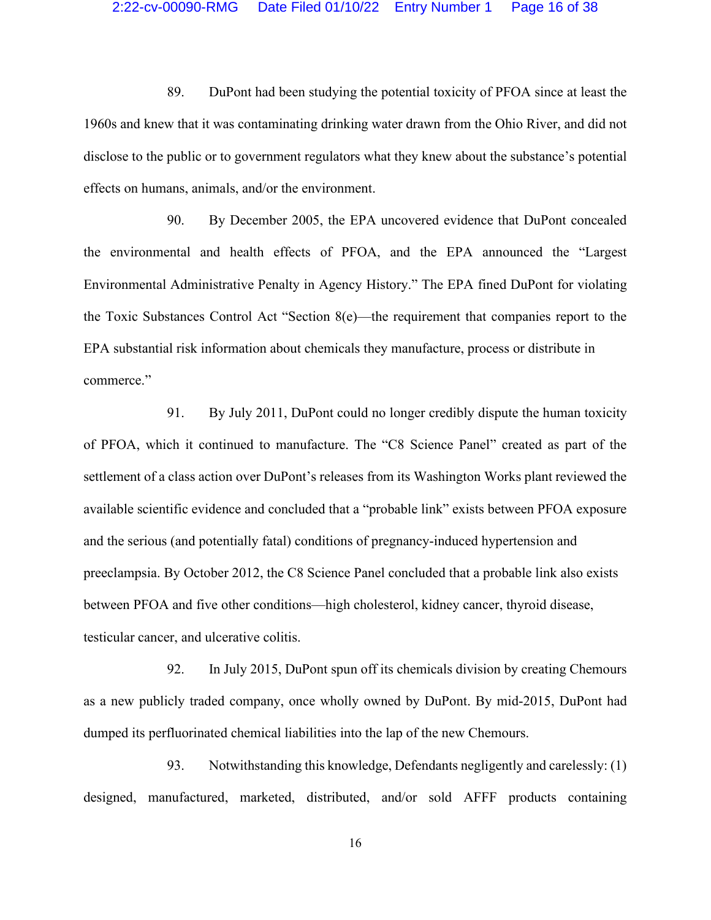89. DuPont had been studying the potential toxicity of PFOA since at least the 1960s and knew that it was contaminating drinking water drawn from the Ohio River, and did not disclose to the public or to government regulators what they knew about the substance's potential effects on humans, animals, and/or the environment.

90. By December 2005, the EPA uncovered evidence that DuPont concealed the environmental and health effects of PFOA, and the EPA announced the "Largest Environmental Administrative Penalty in Agency History." The EPA fined DuPont for violating the Toxic Substances Control Act "Section 8(e)—the requirement that companies report to the EPA substantial risk information about chemicals they manufacture, process or distribute in commerce."

91. By July 2011, DuPont could no longer credibly dispute the human toxicity of PFOA, which it continued to manufacture. The "C8 Science Panel" created as part of the settlement of a class action over DuPont's releases from its Washington Works plant reviewed the available scientific evidence and concluded that a "probable link" exists between PFOA exposure and the serious (and potentially fatal) conditions of pregnancy-induced hypertension and preeclampsia. By October 2012, the C8 Science Panel concluded that a probable link also exists between PFOA and five other conditions—high cholesterol, kidney cancer, thyroid disease, testicular cancer, and ulcerative colitis.

92. In July 2015, DuPont spun off its chemicals division by creating Chemours as a new publicly traded company, once wholly owned by DuPont. By mid-2015, DuPont had dumped its perfluorinated chemical liabilities into the lap of the new Chemours.

93. Notwithstanding this knowledge, Defendants negligently and carelessly: (1) designed, manufactured, marketed, distributed, and/or sold AFFF products containing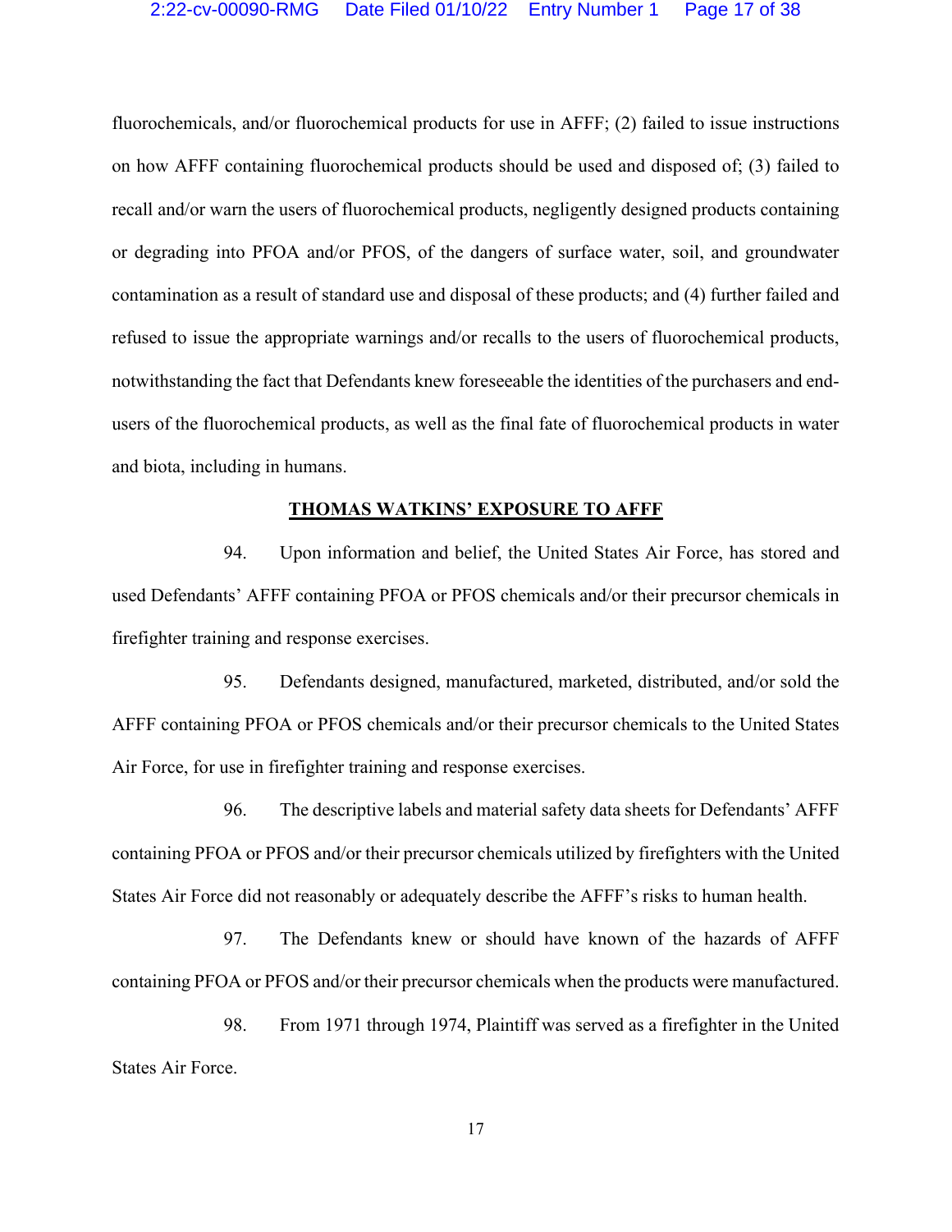fluorochemicals, and/or fluorochemical products for use in AFFF; (2) failed to issue instructions on how AFFF containing fluorochemical products should be used and disposed of; (3) failed to recall and/or warn the users of fluorochemical products, negligently designed products containing or degrading into PFOA and/or PFOS, of the dangers of surface water, soil, and groundwater contamination as a result of standard use and disposal of these products; and (4) further failed and refused to issue the appropriate warnings and/or recalls to the users of fluorochemical products, notwithstanding the fact that Defendants knew foreseeable the identities of the purchasers and end-users of the fluorochemical products, as well as the final fate of fluorochemical products in water and biota, including in humans.

## THOMAS WATKINS' EXPOSURE TO AFFF

94. Upon information and belief, the United States Air Force, has stored and used Defendants' AFFF containing PFOA or PFOS chemicals and/or their precursor chemicals in firefighter training and response exercises.

95. Defendants designed, manufactured, marketed, distributed, and/or sold the AFFF containing PFOA or PFOS chemicals and/or their precursor chemicals to the United States Air Force, for use in firefighter training and response exercises.

96. The descriptive labels and material safety data sheets for Defendants' AFFF containing PFOA or PFOS and/or their precursor chemicals utilized by firefighters with the United States Air Force did not reasonably or adequately describe the AFFF's risks to human health.

97. The Defendants knew or should have known of the hazards of AFFF containing PFOA or PFOS and/or their precursor chemicals when the products were manufactured.

98. From 1971 through 1974, Plaintiff was served as a firefighter in the United States Air Force.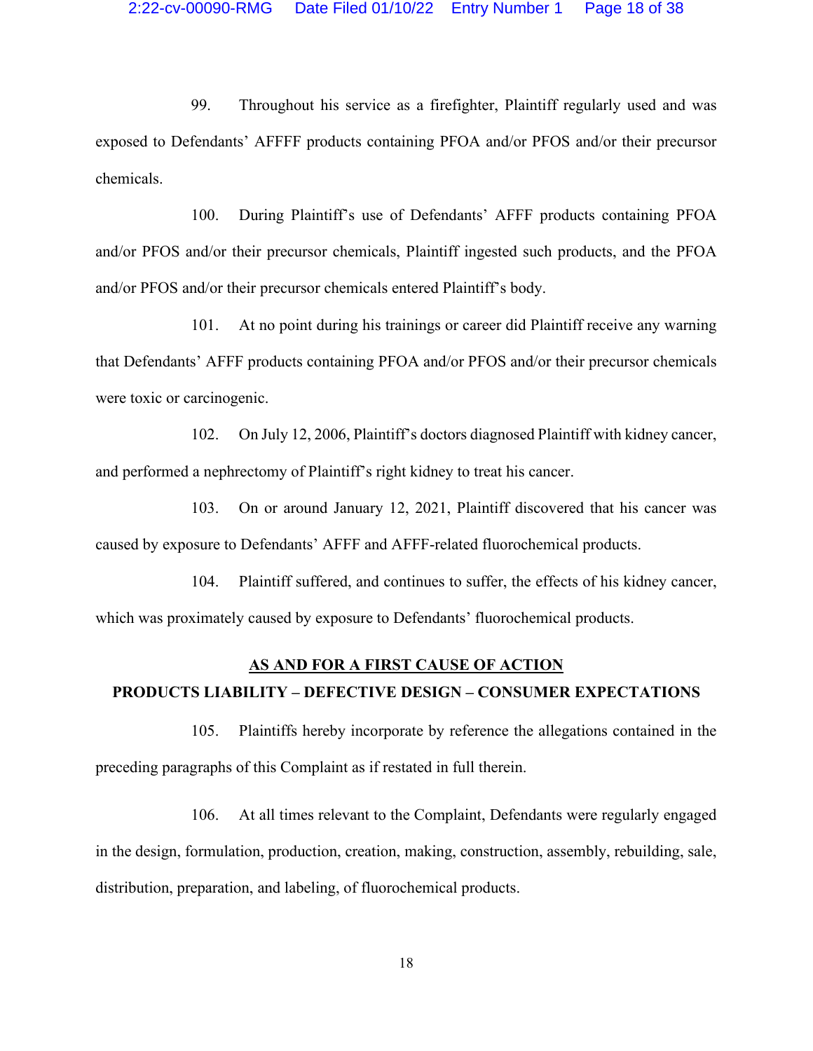99. Throughout his service as a firefighter, Plaintiff regularly used and was exposed to Defendants' AFFFF products containing PFOA and/or PFOS and/or their precursor chemicals.

100. During Plaintiff's use of Defendants' AFFF products containing PFOA and/or PFOS and/or their precursor chemicals, Plaintiff ingested such products, and the PFOA and/or PFOS and/or their precursor chemicals entered Plaintiff's body.

101. At no point during his trainings or career did Plaintiff receive any warning that Defendants' AFFF products containing PFOA and/or PFOS and/or their precursor chemicals were toxic or carcinogenic.

102. On July 12, 2006, Plaintiff's doctors diagnosed Plaintiff with kidney cancer, and performed a nephrectomy of Plaintiff's right kidney to treat his cancer.

103. On or around January 12, 2021, Plaintiff discovered that his cancer was caused by exposure to Defendants' AFFF and AFFF-related fluorochemical products.

104. Plaintiff suffered, and continues to suffer, the effects of his kidney cancer, which was proximately caused by exposure to Defendants' fluorochemical products.

## AS AND FOR A FIRST CAUSE OF ACTION
## PRODUCTS LIABILITY – DEFECTIVE DESIGN – CONSUMER EXPECTATIONS

105. Plaintiffs hereby incorporate by reference the allegations contained in the preceding paragraphs of this Complaint as if restated in full therein.

106. At all times relevant to the Complaint, Defendants were regularly engaged in the design, formulation, production, creation, making, construction, assembly, rebuilding, sale, distribution, preparation, and labeling, of fluorochemical products.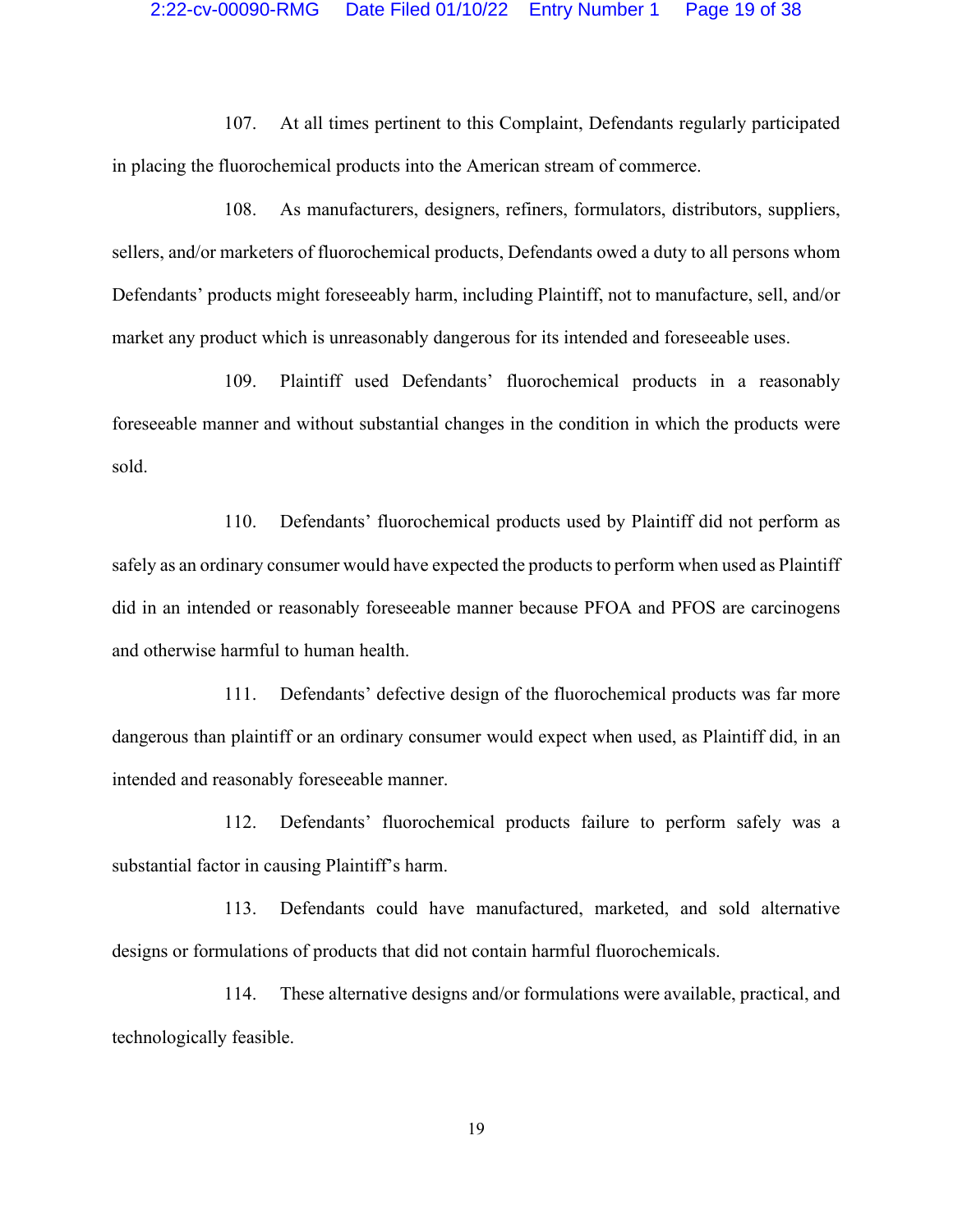107. At all times pertinent to this Complaint, Defendants regularly participated in placing the fluorochemical products into the American stream of commerce.

108. As manufacturers, designers, refiners, formulators, distributors, suppliers, sellers, and/or marketers of fluorochemical products, Defendants owed a duty to all persons whom Defendants' products might foreseeably harm, including Plaintiff, not to manufacture, sell, and/or market any product which is unreasonably dangerous for its intended and foreseeable uses.

109. Plaintiff used Defendants' fluorochemical products in a reasonably foreseeable manner and without substantial changes in the condition in which the products were sold.

110. Defendants' fluorochemical products used by Plaintiff did not perform as safely as an ordinary consumer would have expected the products to perform when used as Plaintiff did in an intended or reasonably foreseeable manner because PFOA and PFOS are carcinogens and otherwise harmful to human health.

111. Defendants' defective design of the fluorochemical products was far more dangerous than plaintiff or an ordinary consumer would expect when used, as Plaintiff did, in an intended and reasonably foreseeable manner.

112. Defendants' fluorochemical products failure to perform safely was a substantial factor in causing Plaintiff's harm.

113. Defendants could have manufactured, marketed, and sold alternative designs or formulations of products that did not contain harmful fluorochemicals.

114. These alternative designs and/or formulations were available, practical, and technologically feasible.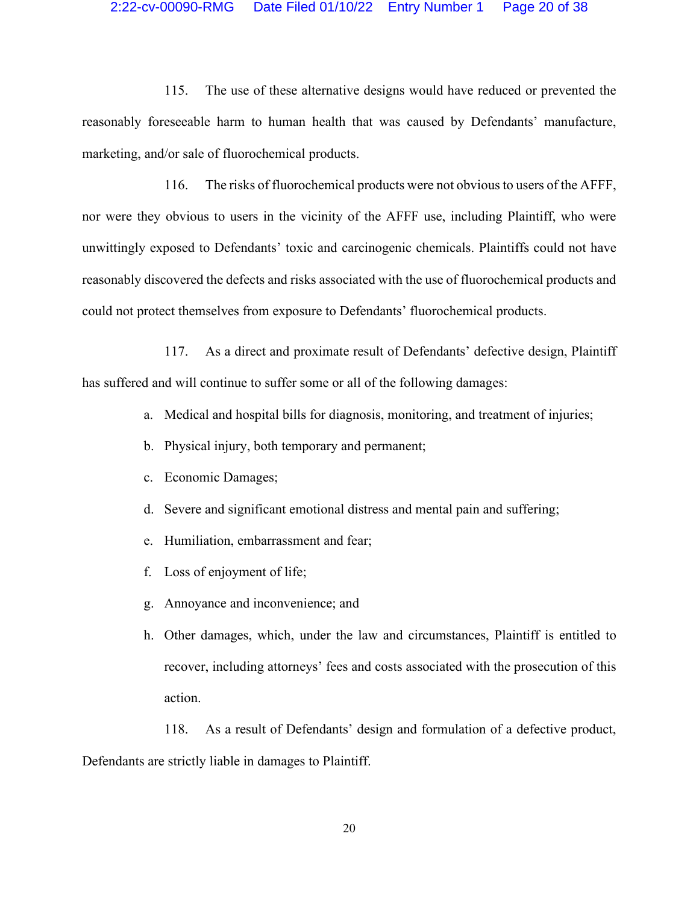115. The use of these alternative designs would have reduced or prevented the reasonably foreseeable harm to human health that was caused by Defendants' manufacture, marketing, and/or sale of fluorochemical products.

116. The risks of fluorochemical products were not obvious to users of the AFFF, nor were they obvious to users in the vicinity of the AFFF use, including Plaintiff, who were unwittingly exposed to Defendants' toxic and carcinogenic chemicals. Plaintiffs could not have reasonably discovered the defects and risks associated with the use of fluorochemical products and could not protect themselves from exposure to Defendants' fluorochemical products.

117. As a direct and proximate result of Defendants' defective design, Plaintiff has suffered and will continue to suffer some or all of the following damages:

a. Medical and hospital bills for diagnosis, monitoring, and treatment of injuries;

b. Physical injury, both temporary and permanent;

c. Economic Damages;

d. Severe and significant emotional distress and mental pain and suffering;

e. Humiliation, embarrassment and fear;

f. Loss of enjoyment of life;

g. Annoyance and inconvenience; and

h. Other damages, which, under the law and circumstances, Plaintiff is entitled to recover, including attorneys' fees and costs associated with the prosecution of this action.

118. As a result of Defendants' design and formulation of a defective product, Defendants are strictly liable in damages to Plaintiff.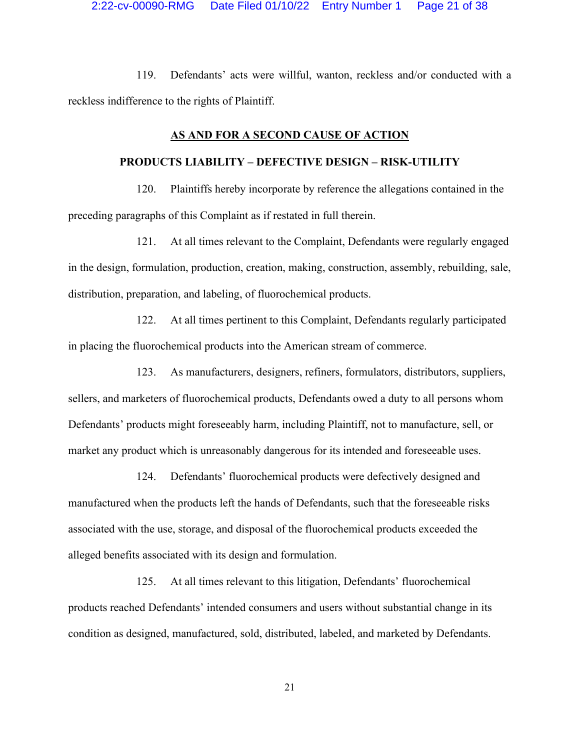119. Defendants' acts were willful, wanton, reckless and/or conducted with a reckless indifference to the rights of Plaintiff.

**<u>AS AND FOR A SECOND CAUSE OF ACTION</u>**

**PRODUCTS LIABILITY – DEFECTIVE DESIGN – RISK-UTILITY**

120. Plaintiffs hereby incorporate by reference the allegations contained in the preceding paragraphs of this Complaint as if restated in full therein.

121. At all times relevant to the Complaint, Defendants were regularly engaged in the design, formulation, production, creation, making, construction, assembly, rebuilding, sale, distribution, preparation, and labeling, of fluorochemical products.

122. At all times pertinent to this Complaint, Defendants regularly participated in placing the fluorochemical products into the American stream of commerce.

123. As manufacturers, designers, refiners, formulators, distributors, suppliers, sellers, and marketers of fluorochemical products, Defendants owed a duty to all persons whom Defendants' products might foreseeably harm, including Plaintiff, not to manufacture, sell, or market any product which is unreasonably dangerous for its intended and foreseeable uses.

124. Defendants' fluorochemical products were defectively designed and manufactured when the products left the hands of Defendants, such that the foreseeable risks associated with the use, storage, and disposal of the fluorochemical products exceeded the alleged benefits associated with its design and formulation.

125. At all times relevant to this litigation, Defendants' fluorochemical products reached Defendants' intended consumers and users without substantial change in its condition as designed, manufactured, sold, distributed, labeled, and marketed by Defendants.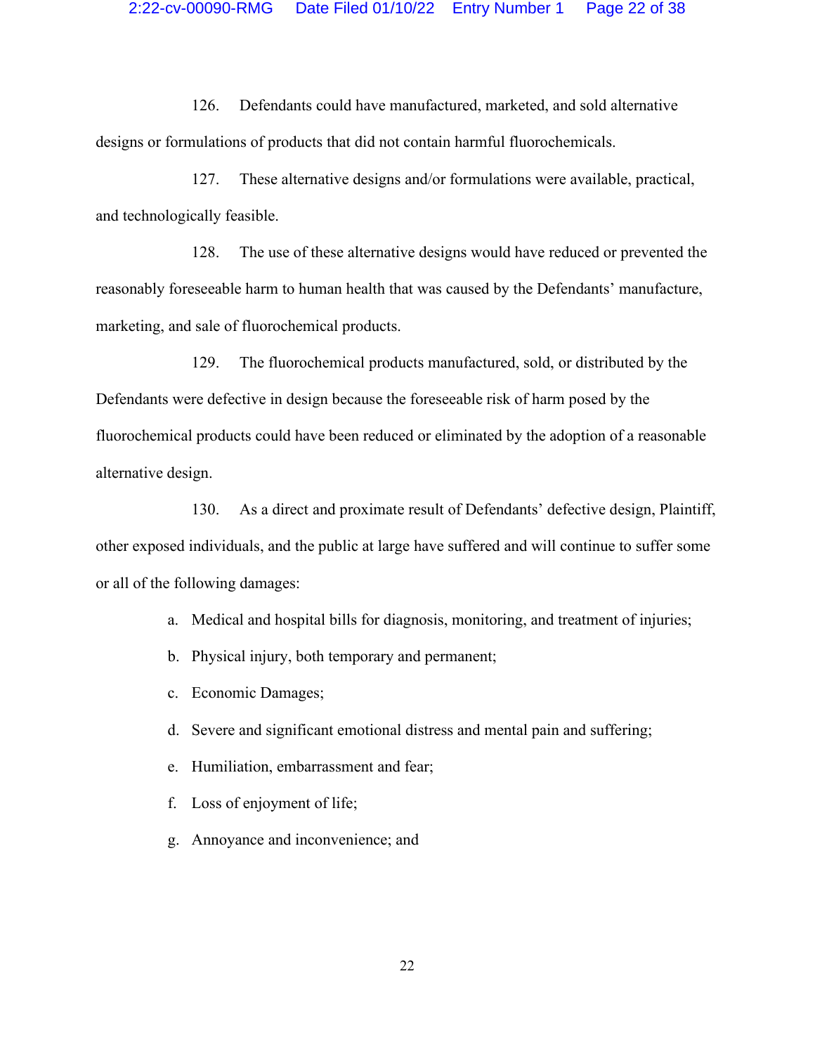126. Defendants could have manufactured, marketed, and sold alternative designs or formulations of products that did not contain harmful fluorochemicals.

127. These alternative designs and/or formulations were available, practical, and technologically feasible.

128. The use of these alternative designs would have reduced or prevented the reasonably foreseeable harm to human health that was caused by the Defendants' manufacture, marketing, and sale of fluorochemical products.

129. The fluorochemical products manufactured, sold, or distributed by the Defendants were defective in design because the foreseeable risk of harm posed by the fluorochemical products could have been reduced or eliminated by the adoption of a reasonable alternative design.

130. As a direct and proximate result of Defendants' defective design, Plaintiff, other exposed individuals, and the public at large have suffered and will continue to suffer some or all of the following damages:

a. Medical and hospital bills for diagnosis, monitoring, and treatment of injuries;

b. Physical injury, both temporary and permanent;

c. Economic Damages;

d. Severe and significant emotional distress and mental pain and suffering;

e. Humiliation, embarrassment and fear;

f. Loss of enjoyment of life;

g. Annoyance and inconvenience; and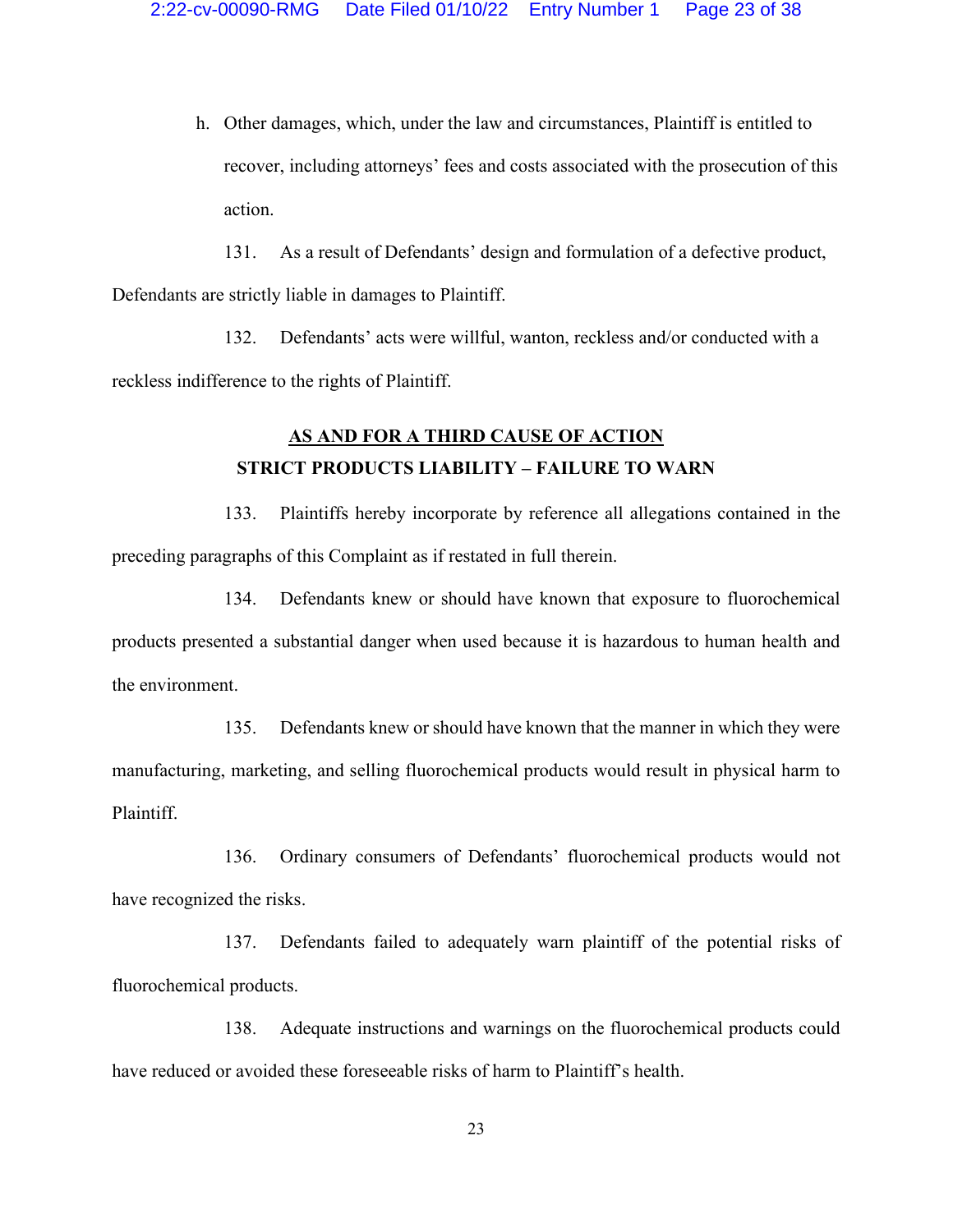h. Other damages, which, under the law and circumstances, Plaintiff is entitled to recover, including attorneys' fees and costs associated with the prosecution of this action.

131. As a result of Defendants' design and formulation of a defective product, Defendants are strictly liable in damages to Plaintiff.

132. Defendants' acts were willful, wanton, reckless and/or conducted with a reckless indifference to the rights of Plaintiff.

## AS AND FOR A THIRD CAUSE OF ACTION
## STRICT PRODUCTS LIABILITY – FAILURE TO WARN

133. Plaintiffs hereby incorporate by reference all allegations contained in the preceding paragraphs of this Complaint as if restated in full therein.

134. Defendants knew or should have known that exposure to fluorochemical products presented a substantial danger when used because it is hazardous to human health and the environment.

135. Defendants knew or should have known that the manner in which they were manufacturing, marketing, and selling fluorochemical products would result in physical harm to Plaintiff.

136. Ordinary consumers of Defendants' fluorochemical products would not have recognized the risks.

137. Defendants failed to adequately warn plaintiff of the potential risks of fluorochemical products.

138. Adequate instructions and warnings on the fluorochemical products could have reduced or avoided these foreseeable risks of harm to Plaintiff's health.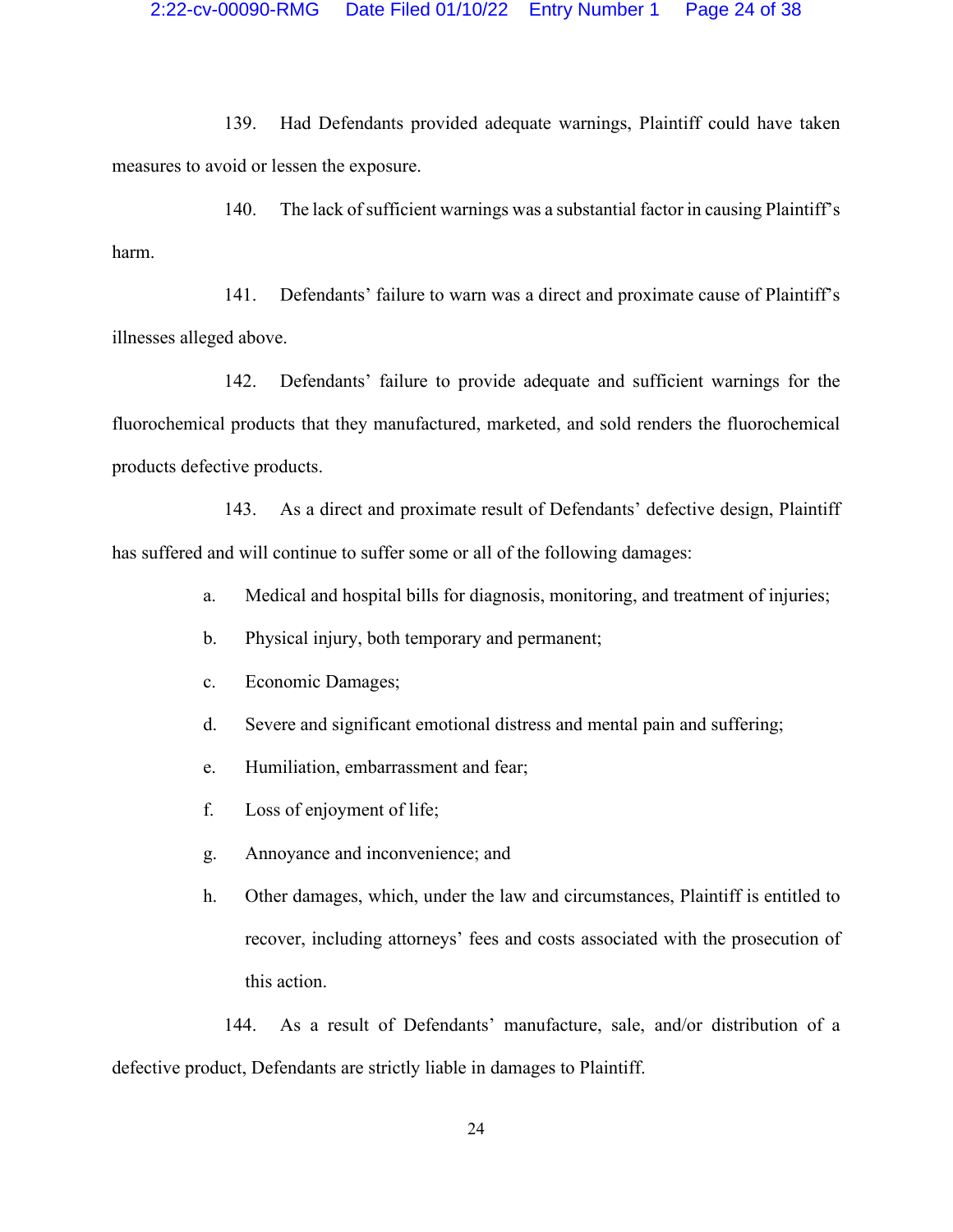139. Had Defendants provided adequate warnings, Plaintiff could have taken measures to avoid or lessen the exposure.

140. The lack of sufficient warnings was a substantial factor in causing Plaintiff's harm.

141. Defendants' failure to warn was a direct and proximate cause of Plaintiff's illnesses alleged above.

142. Defendants' failure to provide adequate and sufficient warnings for the fluorochemical products that they manufactured, marketed, and sold renders the fluorochemical products defective products.

143. As a direct and proximate result of Defendants' defective design, Plaintiff has suffered and will continue to suffer some or all of the following damages:

a. Medical and hospital bills for diagnosis, monitoring, and treatment of injuries;

b. Physical injury, both temporary and permanent;

c. Economic Damages;

d. Severe and significant emotional distress and mental pain and suffering;

e. Humiliation, embarrassment and fear;

f. Loss of enjoyment of life;

g. Annoyance and inconvenience; and

h. Other damages, which, under the law and circumstances, Plaintiff is entitled to recover, including attorneys' fees and costs associated with the prosecution of this action.

144. As a result of Defendants' manufacture, sale, and/or distribution of a defective product, Defendants are strictly liable in damages to Plaintiff.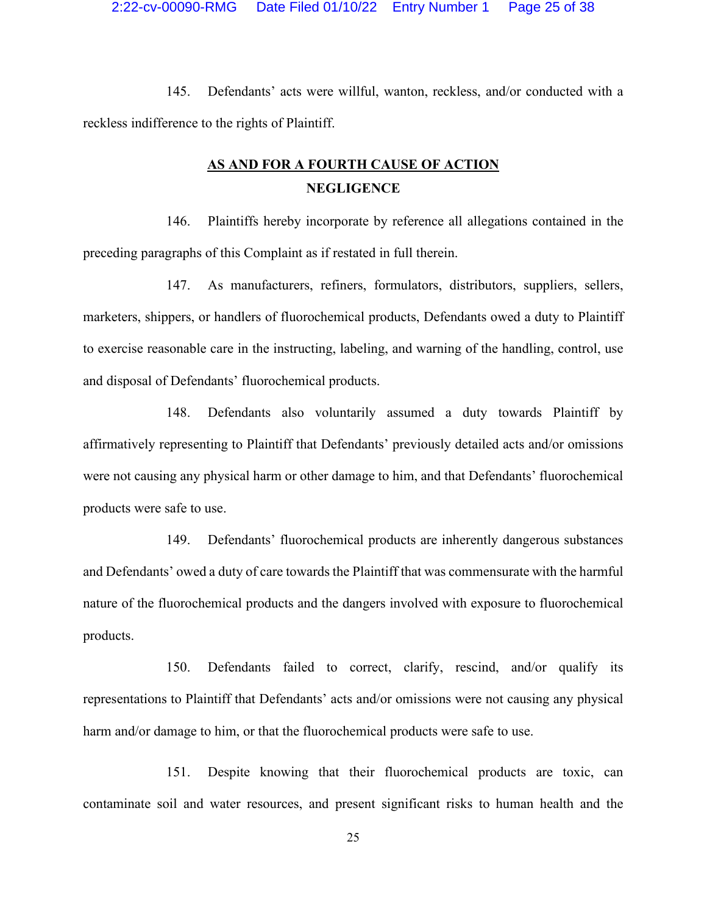145. Defendants' acts were willful, wanton, reckless, and/or conducted with a reckless indifference to the rights of Plaintiff.

## AS AND FOR A FOURTH CAUSE OF ACTION

## NEGLIGENCE

146. Plaintiffs hereby incorporate by reference all allegations contained in the preceding paragraphs of this Complaint as if restated in full therein.

147. As manufacturers, refiners, formulators, distributors, suppliers, sellers, marketers, shippers, or handlers of fluorochemical products, Defendants owed a duty to Plaintiff to exercise reasonable care in the instructing, labeling, and warning of the handling, control, use and disposal of Defendants' fluorochemical products.

148. Defendants also voluntarily assumed a duty towards Plaintiff by affirmatively representing to Plaintiff that Defendants' previously detailed acts and/or omissions were not causing any physical harm or other damage to him, and that Defendants' fluorochemical products were safe to use.

149. Defendants' fluorochemical products are inherently dangerous substances and Defendants' owed a duty of care towards the Plaintiff that was commensurate with the harmful nature of the fluorochemical products and the dangers involved with exposure to fluorochemical products.

150. Defendants failed to correct, clarify, rescind, and/or qualify its representations to Plaintiff that Defendants' acts and/or omissions were not causing any physical harm and/or damage to him, or that the fluorochemical products were safe to use.

151. Despite knowing that their fluorochemical products are toxic, can contaminate soil and water resources, and present significant risks to human health and the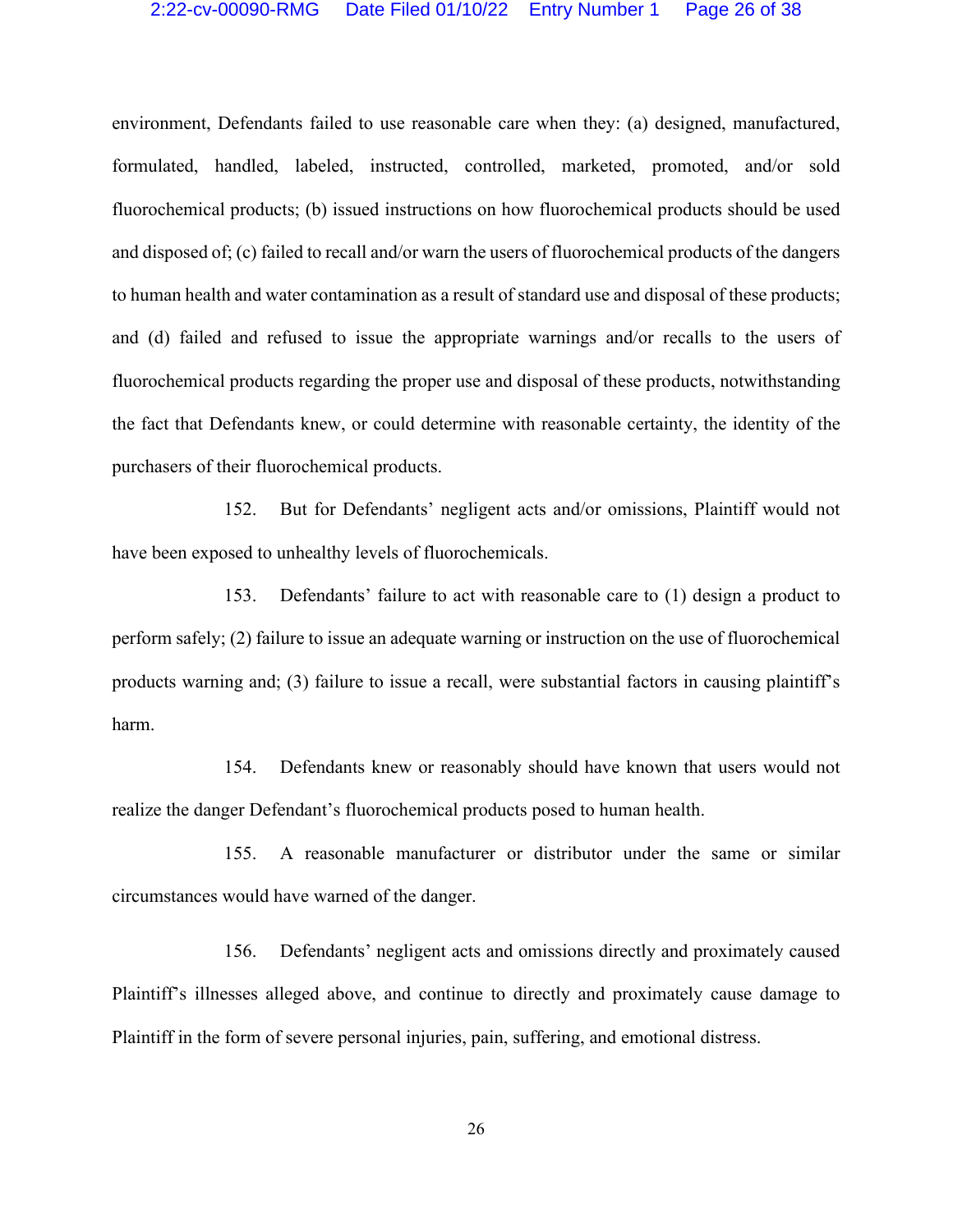environment, Defendants failed to use reasonable care when they: (a) designed, manufactured, formulated, handled, labeled, instructed, controlled, marketed, promoted, and/or sold fluorochemical products; (b) issued instructions on how fluorochemical products should be used and disposed of; (c) failed to recall and/or warn the users of fluorochemical products of the dangers to human health and water contamination as a result of standard use and disposal of these products; and (d) failed and refused to issue the appropriate warnings and/or recalls to the users of fluorochemical products regarding the proper use and disposal of these products, notwithstanding the fact that Defendants knew, or could determine with reasonable certainty, the identity of the purchasers of their fluorochemical products.

152. But for Defendants' negligent acts and/or omissions, Plaintiff would not have been exposed to unhealthy levels of fluorochemicals.

153. Defendants' failure to act with reasonable care to (1) design a product to perform safely; (2) failure to issue an adequate warning or instruction on the use of fluorochemical products warning and; (3) failure to issue a recall, were substantial factors in causing plaintiff's harm.

154. Defendants knew or reasonably should have known that users would not realize the danger Defendant's fluorochemical products posed to human health.

155. A reasonable manufacturer or distributor under the same or similar circumstances would have warned of the danger.

156. Defendants' negligent acts and omissions directly and proximately caused Plaintiff's illnesses alleged above, and continue to directly and proximately cause damage to Plaintiff in the form of severe personal injuries, pain, suffering, and emotional distress.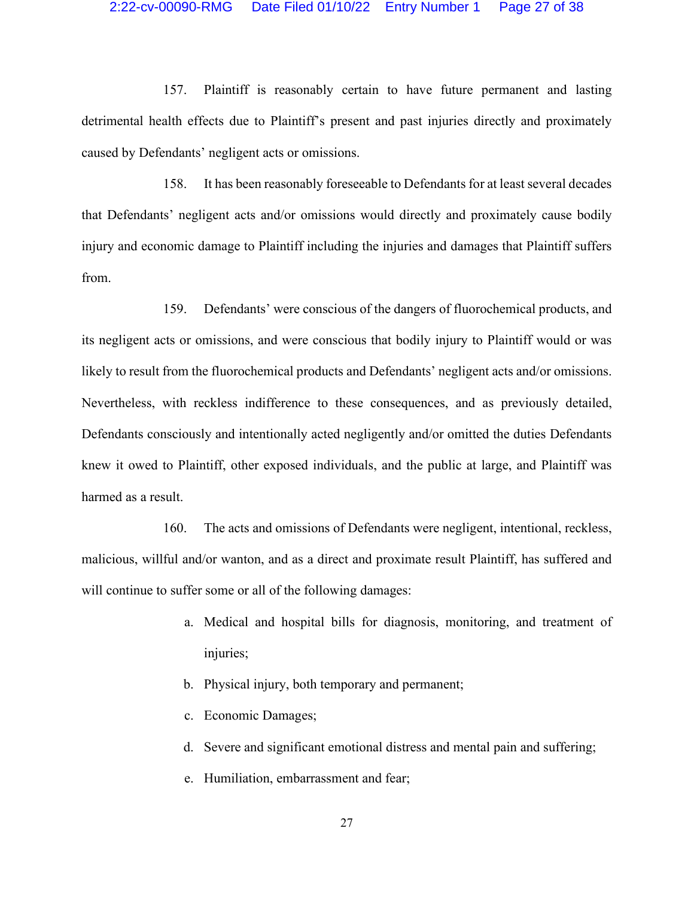157. Plaintiff is reasonably certain to have future permanent and lasting detrimental health effects due to Plaintiff's present and past injuries directly and proximately caused by Defendants' negligent acts or omissions.

158. It has been reasonably foreseeable to Defendants for at least several decades that Defendants' negligent acts and/or omissions would directly and proximately cause bodily injury and economic damage to Plaintiff including the injuries and damages that Plaintiff suffers from.

159. Defendants' were conscious of the dangers of fluorochemical products, and its negligent acts or omissions, and were conscious that bodily injury to Plaintiff would or was likely to result from the fluorochemical products and Defendants' negligent acts and/or omissions. Nevertheless, with reckless indifference to these consequences, and as previously detailed, Defendants consciously and intentionally acted negligently and/or omitted the duties Defendants knew it owed to Plaintiff, other exposed individuals, and the public at large, and Plaintiff was harmed as a result.

160. The acts and omissions of Defendants were negligent, intentional, reckless, malicious, willful and/or wanton, and as a direct and proximate result Plaintiff, has suffered and will continue to suffer some or all of the following damages:

a. Medical and hospital bills for diagnosis, monitoring, and treatment of injuries;

b. Physical injury, both temporary and permanent;

c. Economic Damages;

d. Severe and significant emotional distress and mental pain and suffering;

e. Humiliation, embarrassment and fear;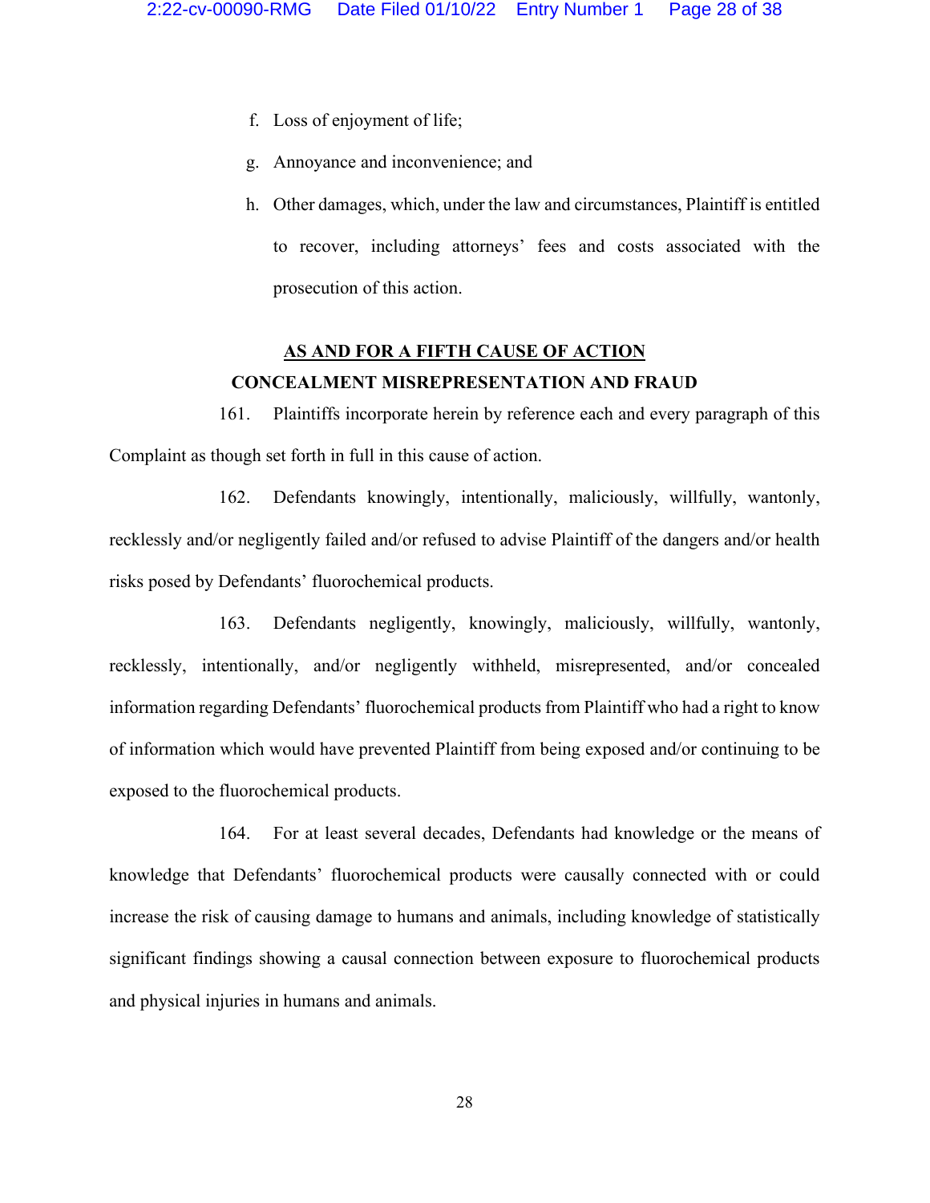f. Loss of enjoyment of life;

g. Annoyance and inconvenience; and

h. Other damages, which, under the law and circumstances, Plaintiff is entitled to recover, including attorneys' fees and costs associated with the prosecution of this action.

**<u>AS AND FOR A FIFTH CAUSE OF ACTION</u>**

**CONCEALMENT MISREPRESENTATION AND FRAUD**

161. Plaintiffs incorporate herein by reference each and every paragraph of this Complaint as though set forth in full in this cause of action.

162. Defendants knowingly, intentionally, maliciously, willfully, wantonly, recklessly and/or negligently failed and/or refused to advise Plaintiff of the dangers and/or health risks posed by Defendants' fluorochemical products.

163. Defendants negligently, knowingly, maliciously, willfully, wantonly, recklessly, intentionally, and/or negligently withheld, misrepresented, and/or concealed information regarding Defendants' fluorochemical products from Plaintiff who had a right to know of information which would have prevented Plaintiff from being exposed and/or continuing to be exposed to the fluorochemical products.

164. For at least several decades, Defendants had knowledge or the means of knowledge that Defendants' fluorochemical products were causally connected with or could increase the risk of causing damage to humans and animals, including knowledge of statistically significant findings showing a causal connection between exposure to fluorochemical products and physical injuries in humans and animals.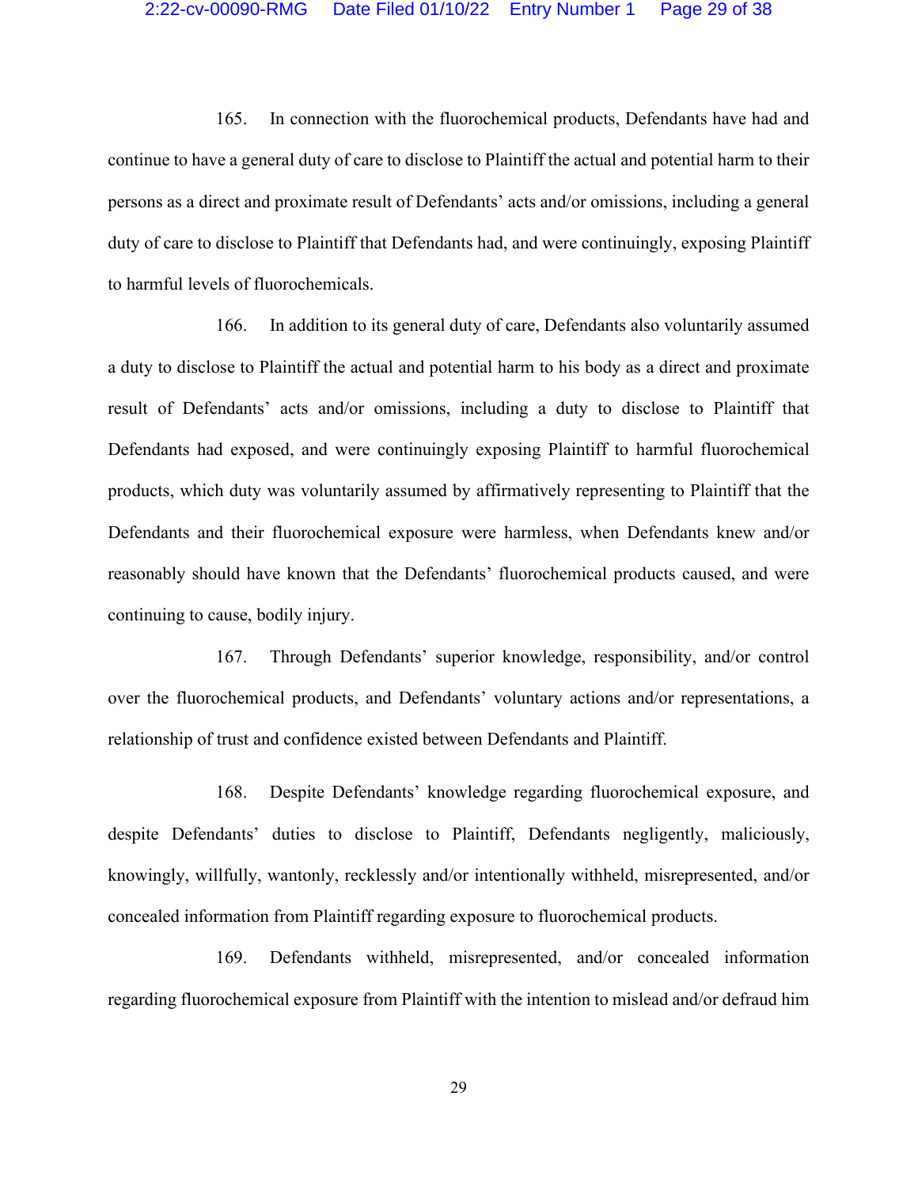165. In connection with the fluorochemical products, Defendants have had and continue to have a general duty of care to disclose to Plaintiff the actual and potential harm to their persons as a direct and proximate result of Defendants' acts and/or omissions, including a general duty of care to disclose to Plaintiff that Defendants had, and were continuingly, exposing Plaintiff to harmful levels of fluorochemicals.

166. In addition to its general duty of care, Defendants also voluntarily assumed a duty to disclose to Plaintiff the actual and potential harm to his body as a direct and proximate result of Defendants' acts and/or omissions, including a duty to disclose to Plaintiff that Defendants had exposed, and were continuingly exposing Plaintiff to harmful fluorochemical products, which duty was voluntarily assumed by affirmatively representing to Plaintiff that the Defendants and their fluorochemical exposure were harmless, when Defendants knew and/or reasonably should have known that the Defendants' fluorochemical products caused, and were continuing to cause, bodily injury.

167. Through Defendants' superior knowledge, responsibility, and/or control over the fluorochemical products, and Defendants' voluntary actions and/or representations, a relationship of trust and confidence existed between Defendants and Plaintiff.

168. Despite Defendants' knowledge regarding fluorochemical exposure, and despite Defendants' duties to disclose to Plaintiff, Defendants negligently, maliciously, knowingly, willfully, wantonly, recklessly and/or intentionally withheld, misrepresented, and/or concealed information from Plaintiff regarding exposure to fluorochemical products.

169. Defendants withheld, misrepresented, and/or concealed information regarding fluorochemical exposure from Plaintiff with the intention to mislead and/or defraud him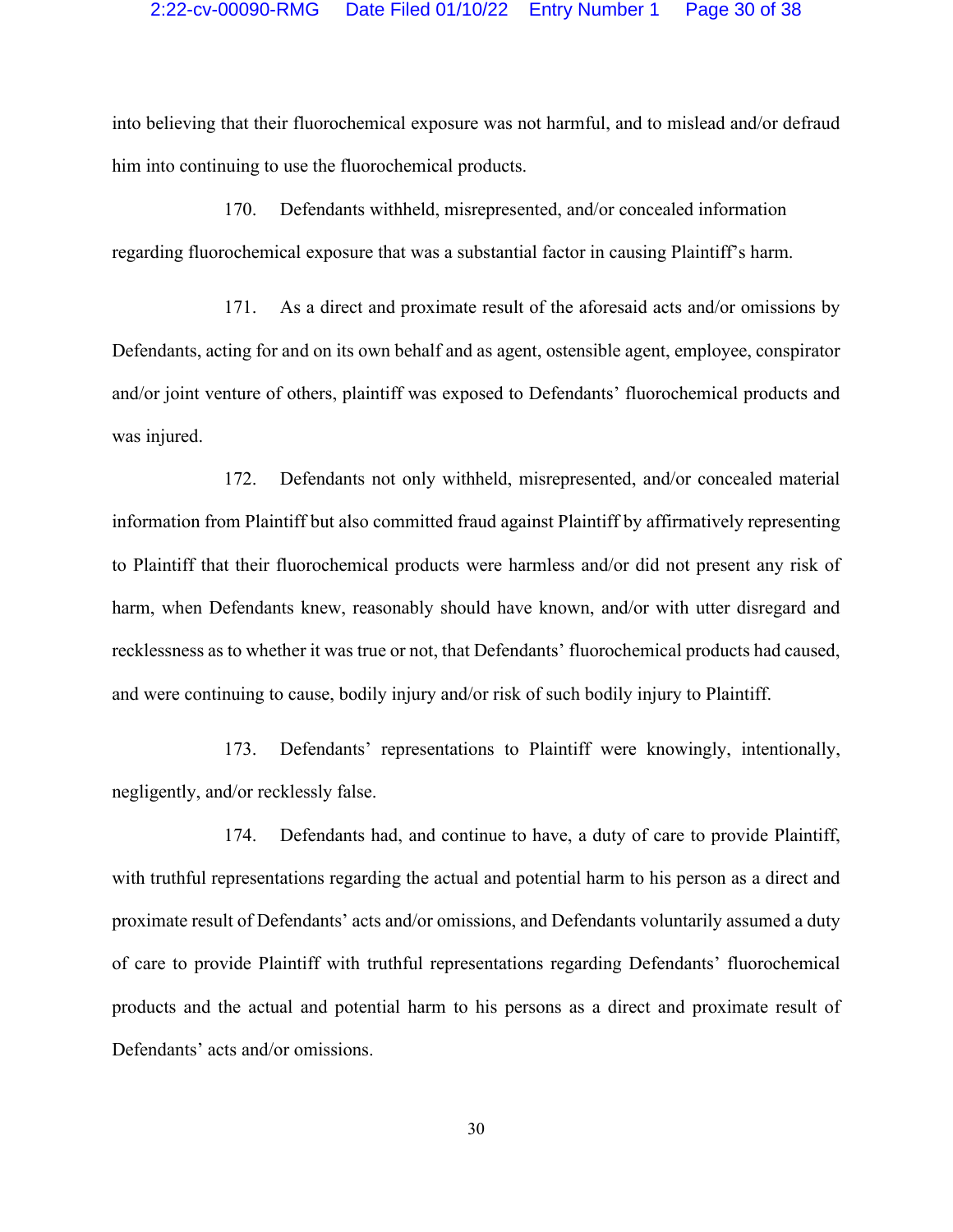into believing that their fluorochemical exposure was not harmful, and to mislead and/or defraud him into continuing to use the fluorochemical products.

170. Defendants withheld, misrepresented, and/or concealed information regarding fluorochemical exposure that was a substantial factor in causing Plaintiff's harm.

171. As a direct and proximate result of the aforesaid acts and/or omissions by Defendants, acting for and on its own behalf and as agent, ostensible agent, employee, conspirator and/or joint venture of others, plaintiff was exposed to Defendants' fluorochemical products and was injured.

172. Defendants not only withheld, misrepresented, and/or concealed material information from Plaintiff but also committed fraud against Plaintiff by affirmatively representing to Plaintiff that their fluorochemical products were harmless and/or did not present any risk of harm, when Defendants knew, reasonably should have known, and/or with utter disregard and recklessness as to whether it was true or not, that Defendants' fluorochemical products had caused, and were continuing to cause, bodily injury and/or risk of such bodily injury to Plaintiff.

173. Defendants' representations to Plaintiff were knowingly, intentionally, negligently, and/or recklessly false.

174. Defendants had, and continue to have, a duty of care to provide Plaintiff, with truthful representations regarding the actual and potential harm to his person as a direct and proximate result of Defendants' acts and/or omissions, and Defendants voluntarily assumed a duty of care to provide Plaintiff with truthful representations regarding Defendants' fluorochemical products and the actual and potential harm to his persons as a direct and proximate result of Defendants' acts and/or omissions.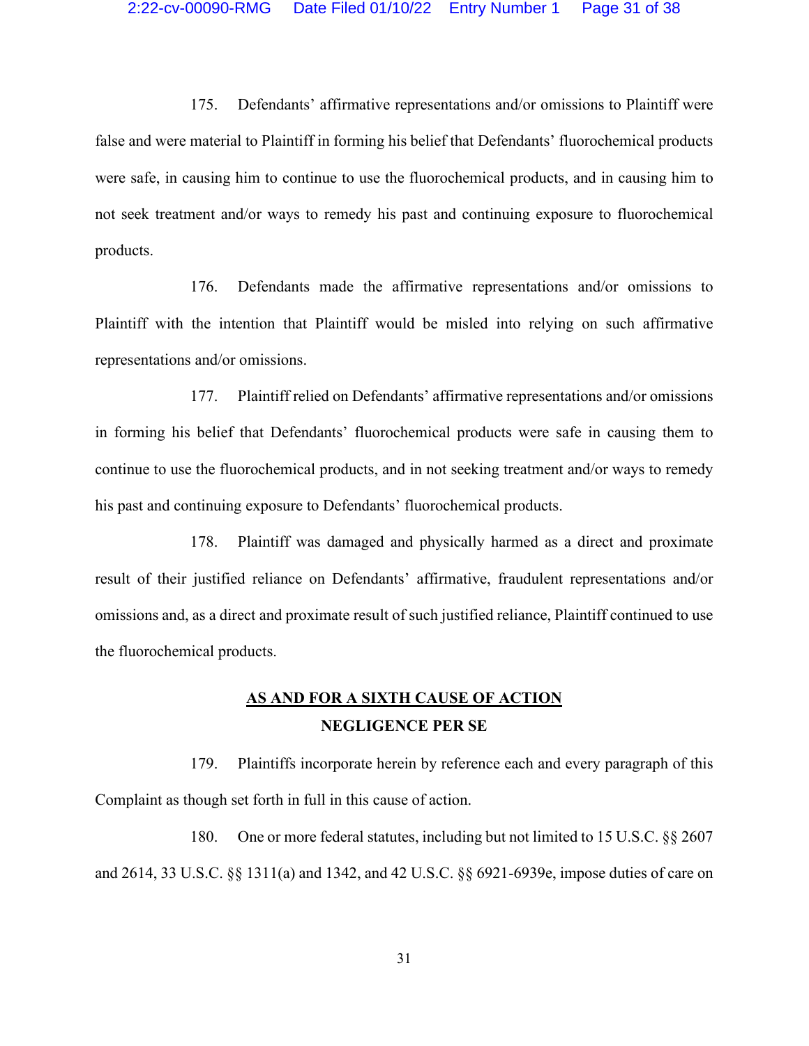175. Defendants' affirmative representations and/or omissions to Plaintiff were false and were material to Plaintiff in forming his belief that Defendants' fluorochemical products were safe, in causing him to continue to use the fluorochemical products, and in causing him to not seek treatment and/or ways to remedy his past and continuing exposure to fluorochemical products.

176. Defendants made the affirmative representations and/or omissions to Plaintiff with the intention that Plaintiff would be misled into relying on such affirmative representations and/or omissions.

177. Plaintiff relied on Defendants' affirmative representations and/or omissions in forming his belief that Defendants' fluorochemical products were safe in causing them to continue to use the fluorochemical products, and in not seeking treatment and/or ways to remedy his past and continuing exposure to Defendants' fluorochemical products.

178. Plaintiff was damaged and physically harmed as a direct and proximate result of their justified reliance on Defendants' affirmative, fraudulent representations and/or omissions and, as a direct and proximate result of such justified reliance, Plaintiff continued to use the fluorochemical products.

## AS AND FOR A SIXTH CAUSE OF ACTION

## NEGLIGENCE PER SE

179. Plaintiffs incorporate herein by reference each and every paragraph of this Complaint as though set forth in full in this cause of action.

180. One or more federal statutes, including but not limited to 15 U.S.C. §§ 2607 and 2614, 33 U.S.C. §§ 1311(a) and 1342, and 42 U.S.C. §§ 6921-6939e, impose duties of care on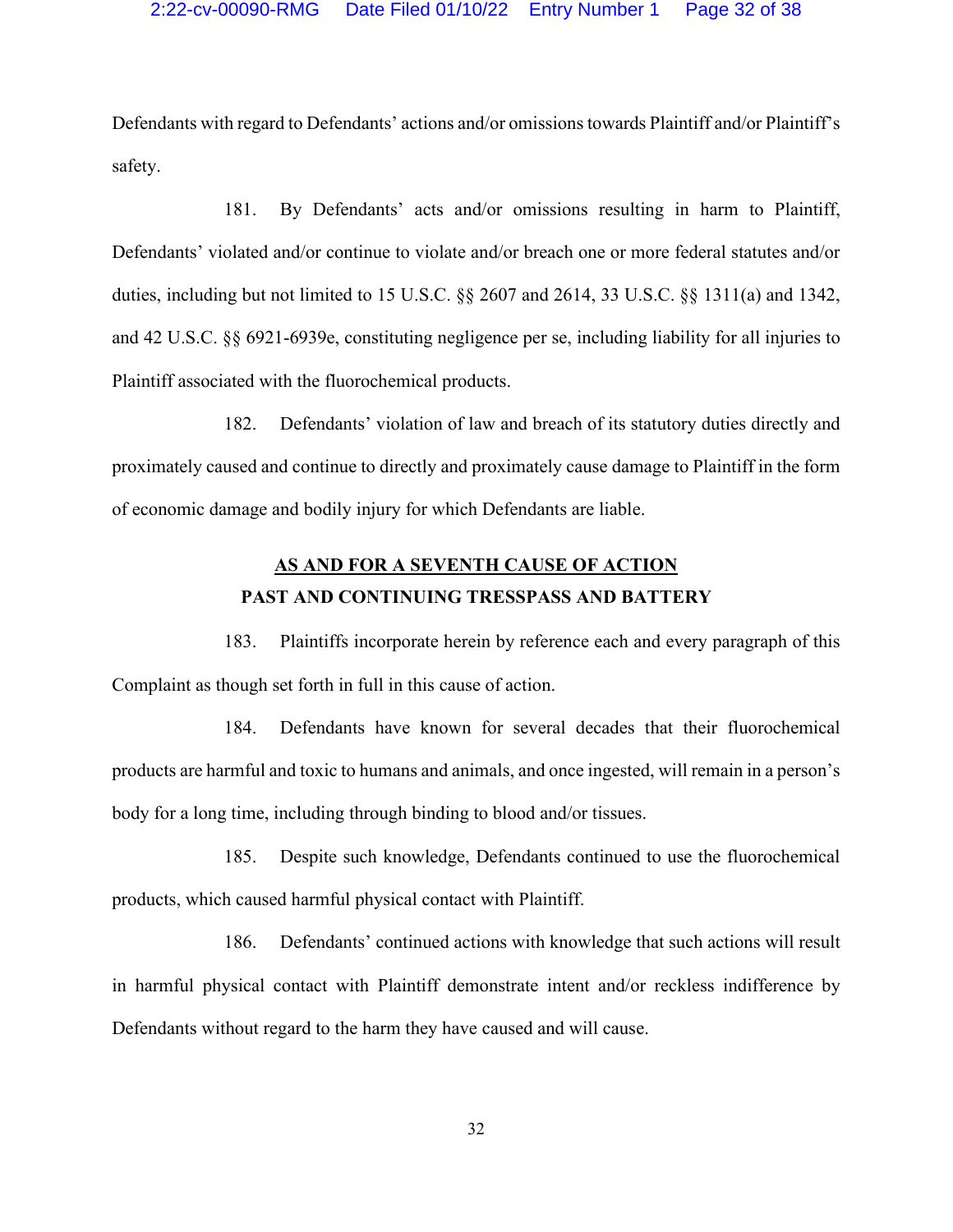Defendants with regard to Defendants' actions and/or omissions towards Plaintiff and/or Plaintiff's safety.

181. By Defendants' acts and/or omissions resulting in harm to Plaintiff, Defendants' violated and/or continue to violate and/or breach one or more federal statutes and/or duties, including but not limited to 15 U.S.C. §§ 2607 and 2614, 33 U.S.C. §§ 1311(a) and 1342, and 42 U.S.C. §§ 6921-6939e, constituting negligence per se, including liability for all injuries to Plaintiff associated with the fluorochemical products.

182. Defendants' violation of law and breach of its statutory duties directly and proximately caused and continue to directly and proximately cause damage to Plaintiff in the form of economic damage and bodily injury for which Defendants are liable.

**AS AND FOR A SEVENTH CAUSE OF ACTION**

**PAST AND CONTINUING TRESSPASS AND BATTERY**

183. Plaintiffs incorporate herein by reference each and every paragraph of this Complaint as though set forth in full in this cause of action.

184. Defendants have known for several decades that their fluorochemical products are harmful and toxic to humans and animals, and once ingested, will remain in a person's body for a long time, including through binding to blood and/or tissues.

185. Despite such knowledge, Defendants continued to use the fluorochemical products, which caused harmful physical contact with Plaintiff.

186. Defendants' continued actions with knowledge that such actions will result in harmful physical contact with Plaintiff demonstrate intent and/or reckless indifference by Defendants without regard to the harm they have caused and will cause.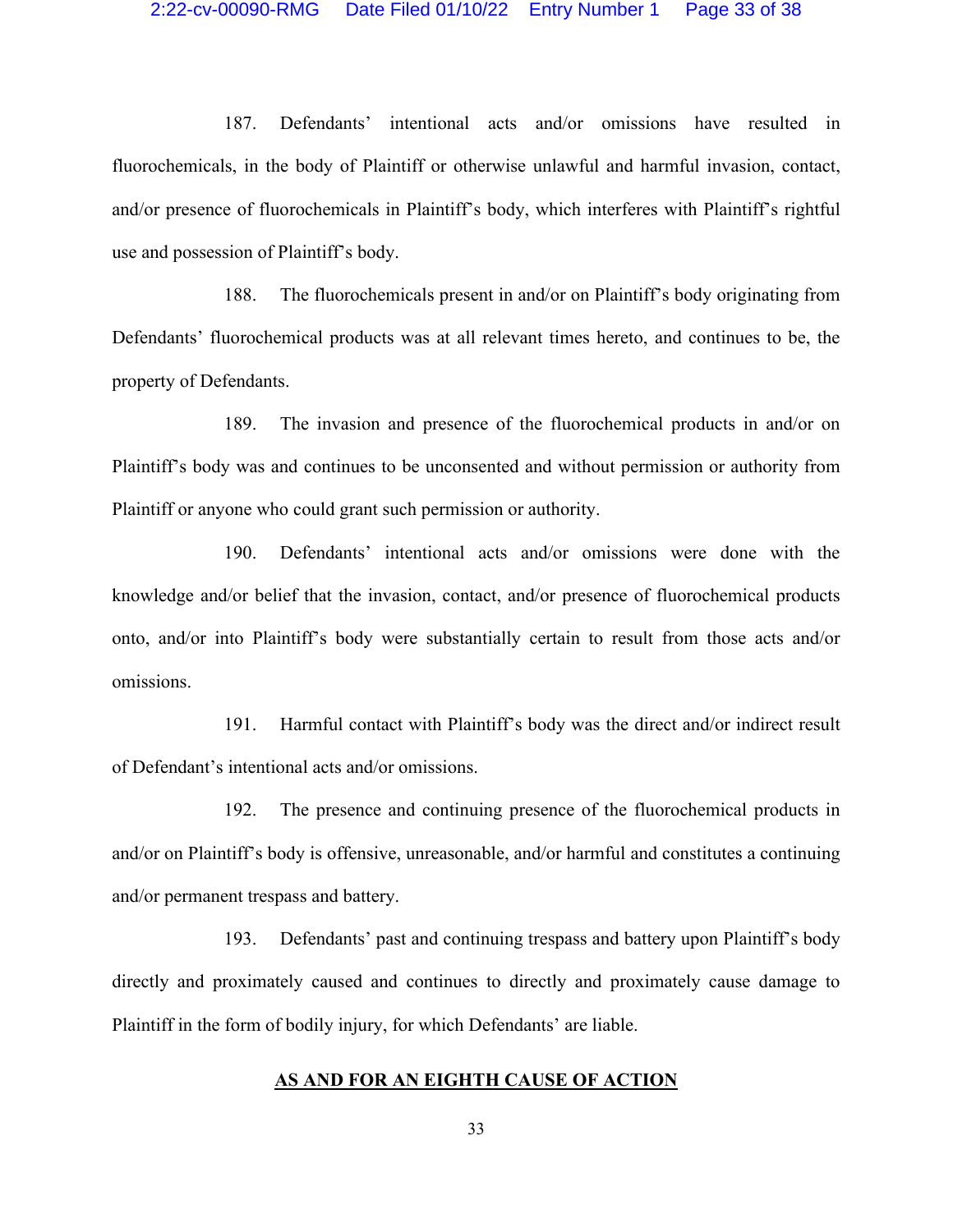187. Defendants' intentional acts and/or omissions have resulted in fluorochemicals, in the body of Plaintiff or otherwise unlawful and harmful invasion, contact, and/or presence of fluorochemicals in Plaintiff's body, which interferes with Plaintiff's rightful use and possession of Plaintiff's body.

188. The fluorochemicals present in and/or on Plaintiff's body originating from Defendants' fluorochemical products was at all relevant times hereto, and continues to be, the property of Defendants.

189. The invasion and presence of the fluorochemical products in and/or on Plaintiff's body was and continues to be unconsented and without permission or authority from Plaintiff or anyone who could grant such permission or authority.

190. Defendants' intentional acts and/or omissions were done with the knowledge and/or belief that the invasion, contact, and/or presence of fluorochemical products onto, and/or into Plaintiff's body were substantially certain to result from those acts and/or omissions.

191. Harmful contact with Plaintiff's body was the direct and/or indirect result of Defendant's intentional acts and/or omissions.

192. The presence and continuing presence of the fluorochemical products in and/or on Plaintiff's body is offensive, unreasonable, and/or harmful and constitutes a continuing and/or permanent trespass and battery.

193. Defendants' past and continuing trespass and battery upon Plaintiff's body directly and proximately caused and continues to directly and proximately cause damage to Plaintiff in the form of bodily injury, for which Defendants' are liable.

**AS AND FOR AN EIGHTH CAUSE OF ACTION**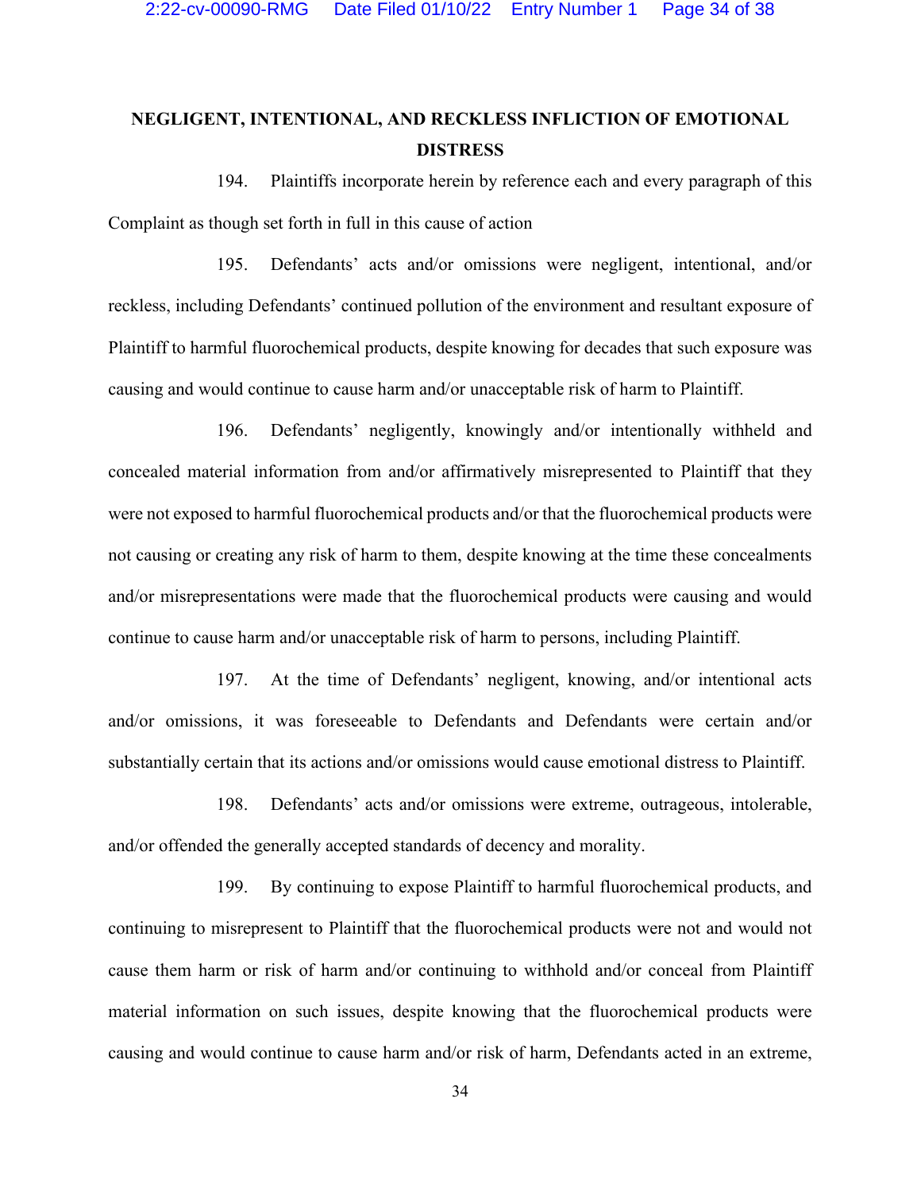## NEGLIGENT, INTENTIONAL, AND RECKLESS INFLICTION OF EMOTIONAL DISTRESS

194. Plaintiffs incorporate herein by reference each and every paragraph of this Complaint as though set forth in full in this cause of action

195. Defendants' acts and/or omissions were negligent, intentional, and/or reckless, including Defendants' continued pollution of the environment and resultant exposure of Plaintiff to harmful fluorochemical products, despite knowing for decades that such exposure was causing and would continue to cause harm and/or unacceptable risk of harm to Plaintiff.

196. Defendants' negligently, knowingly and/or intentionally withheld and concealed material information from and/or affirmatively misrepresented to Plaintiff that they were not exposed to harmful fluorochemical products and/or that the fluorochemical products were not causing or creating any risk of harm to them, despite knowing at the time these concealments and/or misrepresentations were made that the fluorochemical products were causing and would continue to cause harm and/or unacceptable risk of harm to persons, including Plaintiff.

197. At the time of Defendants' negligent, knowing, and/or intentional acts and/or omissions, it was foreseeable to Defendants and Defendants were certain and/or substantially certain that its actions and/or omissions would cause emotional distress to Plaintiff.

198. Defendants' acts and/or omissions were extreme, outrageous, intolerable, and/or offended the generally accepted standards of decency and morality.

199. By continuing to expose Plaintiff to harmful fluorochemical products, and continuing to misrepresent to Plaintiff that the fluorochemical products were not and would not cause them harm or risk of harm and/or continuing to withhold and/or conceal from Plaintiff material information on such issues, despite knowing that the fluorochemical products were causing and would continue to cause harm and/or risk of harm, Defendants acted in an extreme,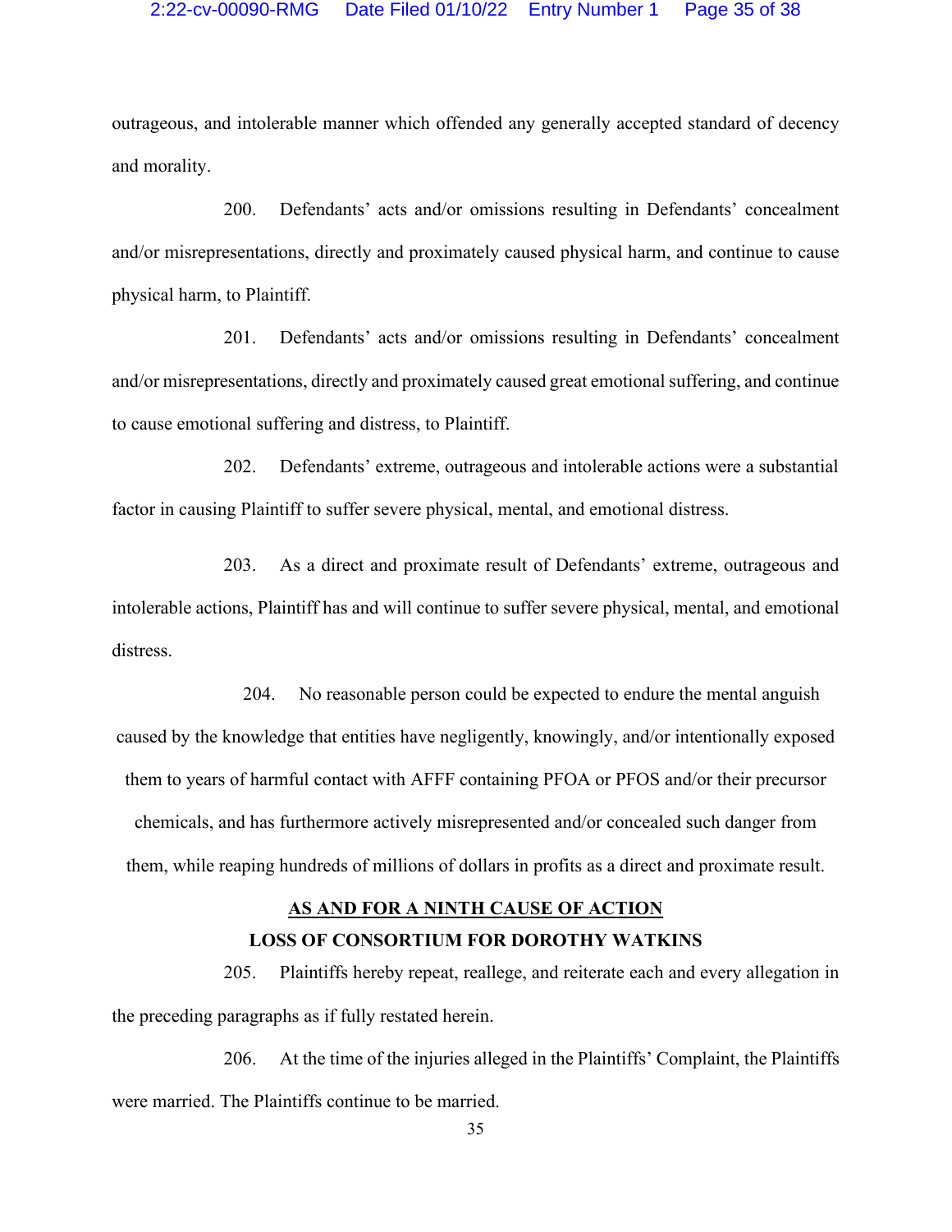outrageous, and intolerable manner which offended any generally accepted standard of decency and morality.

200. Defendants' acts and/or omissions resulting in Defendants' concealment and/or misrepresentations, directly and proximately caused physical harm, and continue to cause physical harm, to Plaintiff.

201. Defendants' acts and/or omissions resulting in Defendants' concealment and/or misrepresentations, directly and proximately caused great emotional suffering, and continue to cause emotional suffering and distress, to Plaintiff.

202. Defendants' extreme, outrageous and intolerable actions were a substantial factor in causing Plaintiff to suffer severe physical, mental, and emotional distress.

203. As a direct and proximate result of Defendants' extreme, outrageous and intolerable actions, Plaintiff has and will continue to suffer severe physical, mental, and emotional distress.

204. No reasonable person could be expected to endure the mental anguish caused by the knowledge that entities have negligently, knowingly, and/or intentionally exposed them to years of harmful contact with AFFF containing PFOA or PFOS and/or their precursor chemicals, and has furthermore actively misrepresented and/or concealed such danger from them, while reaping hundreds of millions of dollars in profits as a direct and proximate result.

## AS AND FOR A NINTH CAUSE OF ACTION

## LOSS OF CONSORTIUM FOR DOROTHY WATKINS

205. Plaintiffs hereby repeat, reallege, and reiterate each and every allegation in the preceding paragraphs as if fully restated herein.

206. At the time of the injuries alleged in the Plaintiffs' Complaint, the Plaintiffs were married. The Plaintiffs continue to be married.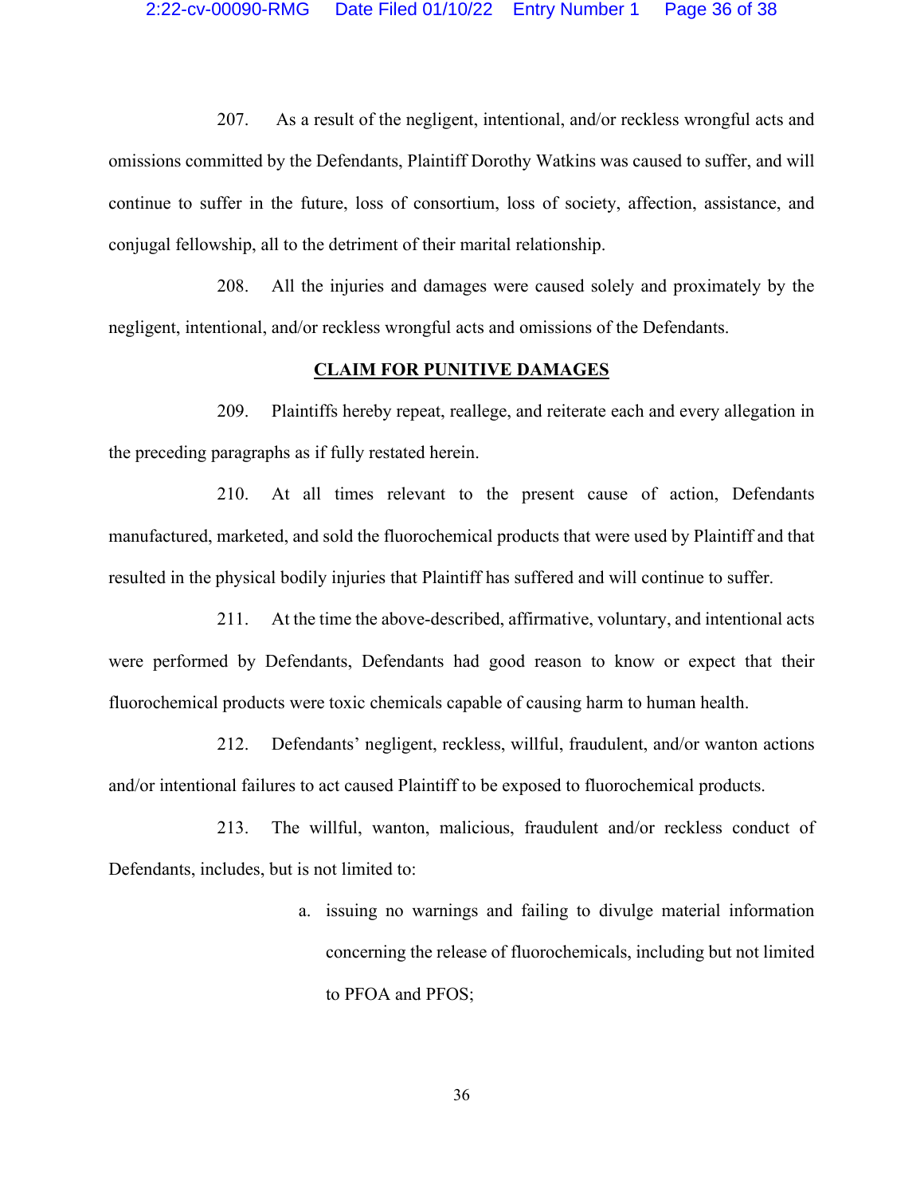207. As a result of the negligent, intentional, and/or reckless wrongful acts and omissions committed by the Defendants, Plaintiff Dorothy Watkins was caused to suffer, and will continue to suffer in the future, loss of consortium, loss of society, affection, assistance, and conjugal fellowship, all to the detriment of their marital relationship.

208. All the injuries and damages were caused solely and proximately by the negligent, intentional, and/or reckless wrongful acts and omissions of the Defendants.

## CLAIM FOR PUNITIVE DAMAGES

209. Plaintiffs hereby repeat, reallege, and reiterate each and every allegation in the preceding paragraphs as if fully restated herein.

210. At all times relevant to the present cause of action, Defendants manufactured, marketed, and sold the fluorochemical products that were used by Plaintiff and that resulted in the physical bodily injuries that Plaintiff has suffered and will continue to suffer.

211. At the time the above-described, affirmative, voluntary, and intentional acts were performed by Defendants, Defendants had good reason to know or expect that their fluorochemical products were toxic chemicals capable of causing harm to human health.

212. Defendants' negligent, reckless, willful, fraudulent, and/or wanton actions and/or intentional failures to act caused Plaintiff to be exposed to fluorochemical products.

213. The willful, wanton, malicious, fraudulent and/or reckless conduct of Defendants, includes, but is not limited to:

a. issuing no warnings and failing to divulge material information concerning the release of fluorochemicals, including but not limited to PFOA and PFOS;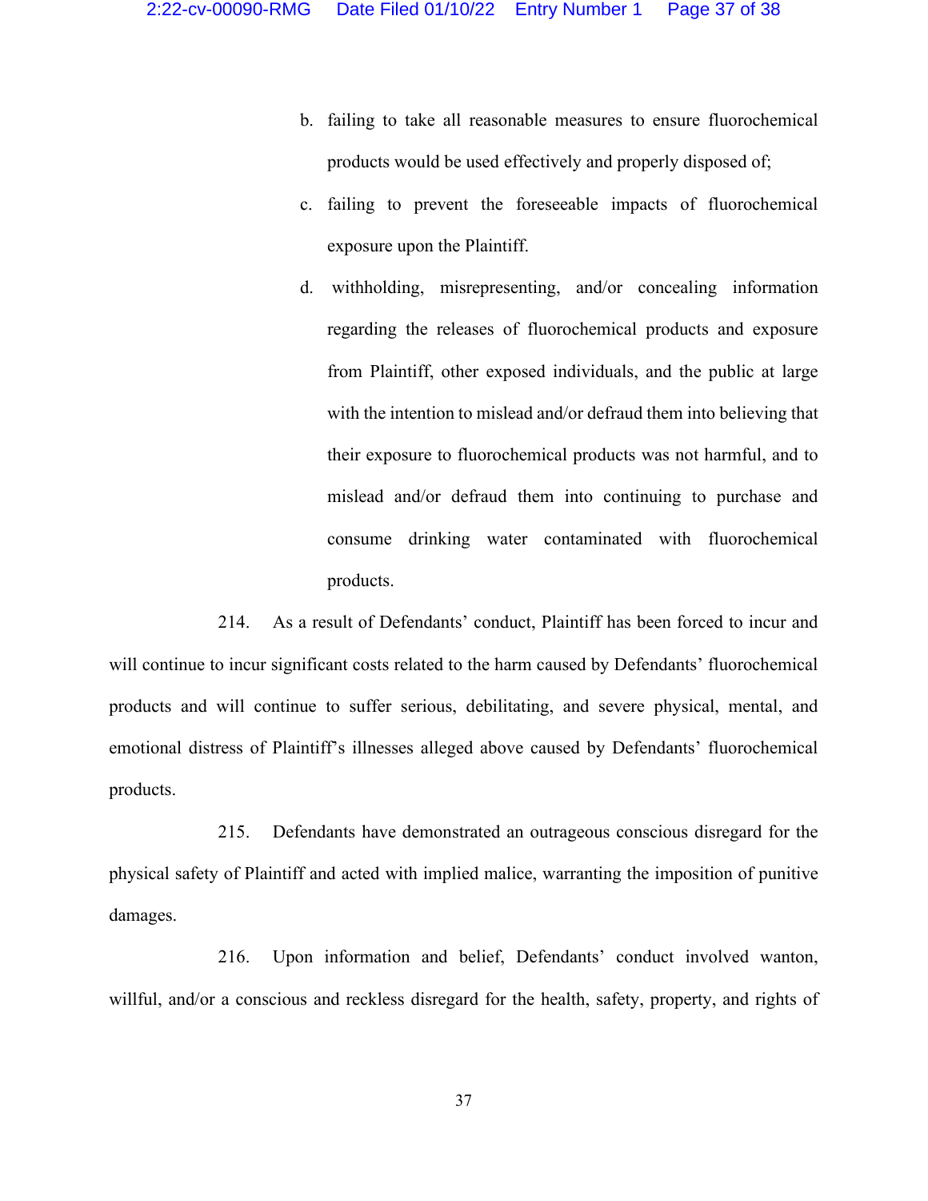b. failing to take all reasonable measures to ensure fluorochemical products would be used effectively and properly disposed of;

c. failing to prevent the foreseeable impacts of fluorochemical exposure upon the Plaintiff.

d. withholding, misrepresenting, and/or concealing information regarding the releases of fluorochemical products and exposure from Plaintiff, other exposed individuals, and the public at large with the intention to mislead and/or defraud them into believing that their exposure to fluorochemical products was not harmful, and to mislead and/or defraud them into continuing to purchase and consume drinking water contaminated with fluorochemical products.

214. As a result of Defendants' conduct, Plaintiff has been forced to incur and will continue to incur significant costs related to the harm caused by Defendants' fluorochemical products and will continue to suffer serious, debilitating, and severe physical, mental, and emotional distress of Plaintiff's illnesses alleged above caused by Defendants' fluorochemical products.

215. Defendants have demonstrated an outrageous conscious disregard for the physical safety of Plaintiff and acted with implied malice, warranting the imposition of punitive damages.

216. Upon information and belief, Defendants' conduct involved wanton, willful, and/or a conscious and reckless disregard for the health, safety, property, and rights of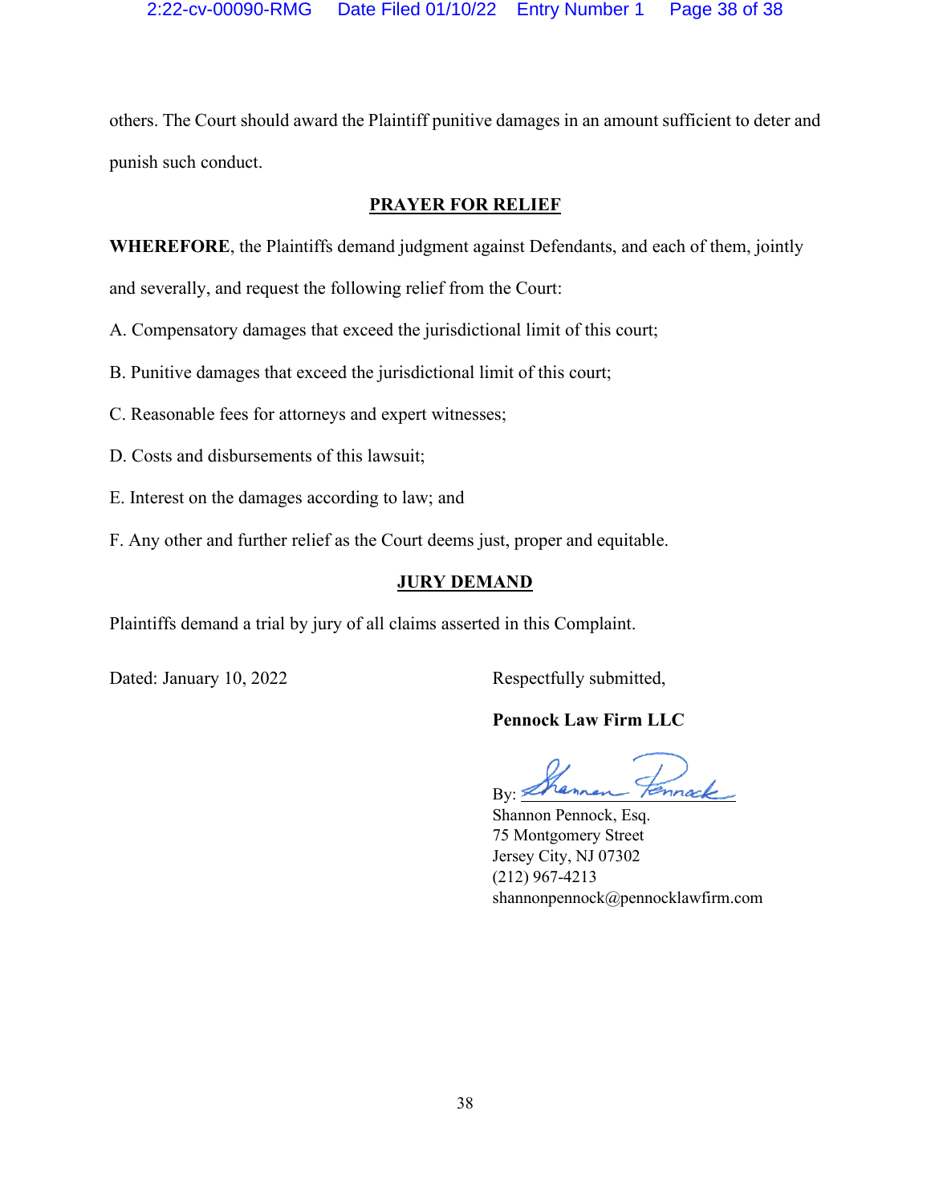others. The Court should award the Plaintiff punitive damages in an amount sufficient to deter and punish such conduct.

## PRAYER FOR RELIEF

**WHEREFORE**, the Plaintiffs demand judgment against Defendants, and each of them, jointly and severally, and request the following relief from the Court:

A. Compensatory damages that exceed the jurisdictional limit of this court;

B. Punitive damages that exceed the jurisdictional limit of this court;

C. Reasonable fees for attorneys and expert witnesses;

D. Costs and disbursements of this lawsuit;

E. Interest on the damages according to law; and

F. Any other and further relief as the Court deems just, proper and equitable.

## JURY DEMAND

Plaintiffs demand a trial by jury of all claims asserted in this Complaint.

Dated: January 10, 2022

Respectfully submitted,

**Pennock Law Firm LLC**

By: Shannon Pennock

Shannon Pennock, Esq.
75 Montgomery Street
Jersey City, NJ 07302
(212) 967-4213
shannonpennock@pennocklawfirm.com